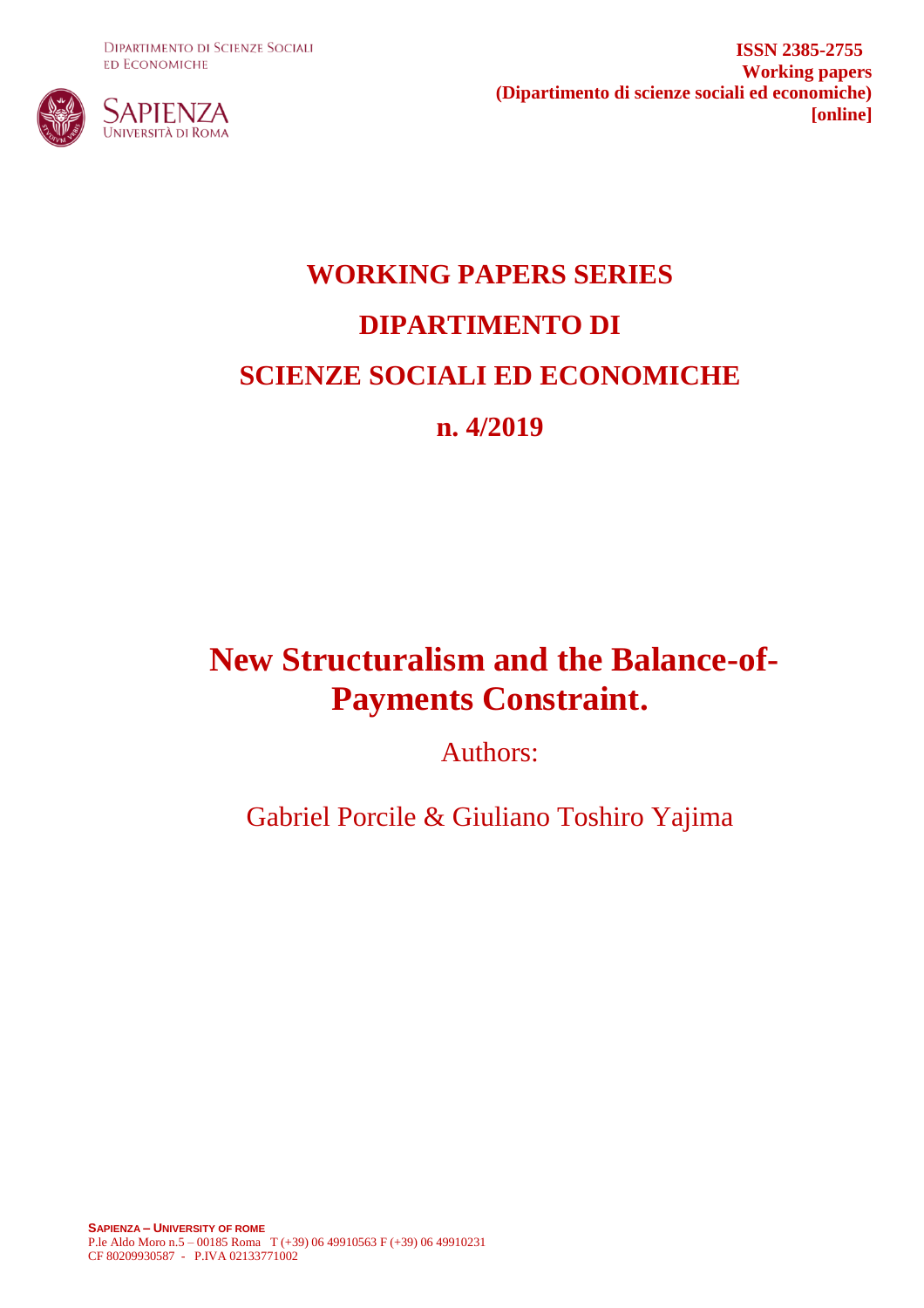DIPARTIMENTO DI SCIENZE SOCIALI ED ECONOMICHE

SAPIENZA UNIVERSITÀ DI ROMA

**ISSN 2385-2755**
**Working papers**
**(Dipartimento di scienze sociali ed economiche)**
**[online]**

# WORKING PAPERS SERIES

# DIPARTIMENTO DI

# SCIENZE SOCIALI ED ECONOMICHE

# n. 4/2019

# New Structuralism and the Balance-of-Payments Constraint.

Authors:

Gabriel Porcile & Giuliano Toshiro Yajima

**SAPIENZA – UNIVERSITY OF ROME**
P.le Aldo Moro n.5 – 00185 Roma T (+39) 06 49910563 F (+39) 06 49910231
CF 80209930587 - P.IVA 02133771002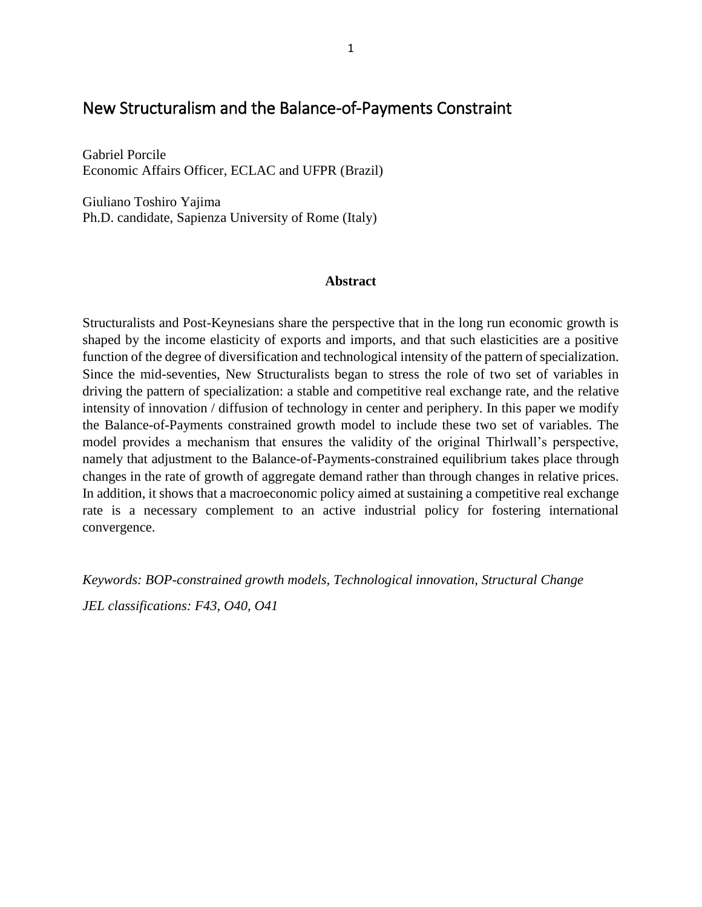# New Structuralism and the Balance-of-Payments Constraint

Gabriel Porcile  
Economic Affairs Officer, ECLAC and UFPR (Brazil)

Giuliano Toshiro Yajima  
Ph.D. candidate, Sapienza University of Rome (Italy)

**Abstract**

Structuralists and Post-Keynesians share the perspective that in the long run economic growth is shaped by the income elasticity of exports and imports, and that such elasticities are a positive function of the degree of diversification and technological intensity of the pattern of specialization. Since the mid-seventies, New Structuralists began to stress the role of two set of variables in driving the pattern of specialization: a stable and competitive real exchange rate, and the relative intensity of innovation / diffusion of technology in center and periphery. In this paper we modify the Balance-of-Payments constrained growth model to include these two set of variables. The model provides a mechanism that ensures the validity of the original Thirlwall's perspective, namely that adjustment to the Balance-of-Payments-constrained equilibrium takes place through changes in the rate of growth of aggregate demand rather than through changes in relative prices. In addition, it shows that a macroeconomic policy aimed at sustaining a competitive real exchange rate is a necessary complement to an active industrial policy for fostering international convergence.

*Keywords: BOP-constrained growth models, Technological innovation, Structural Change*

*JEL classifications: F43, O40, O41*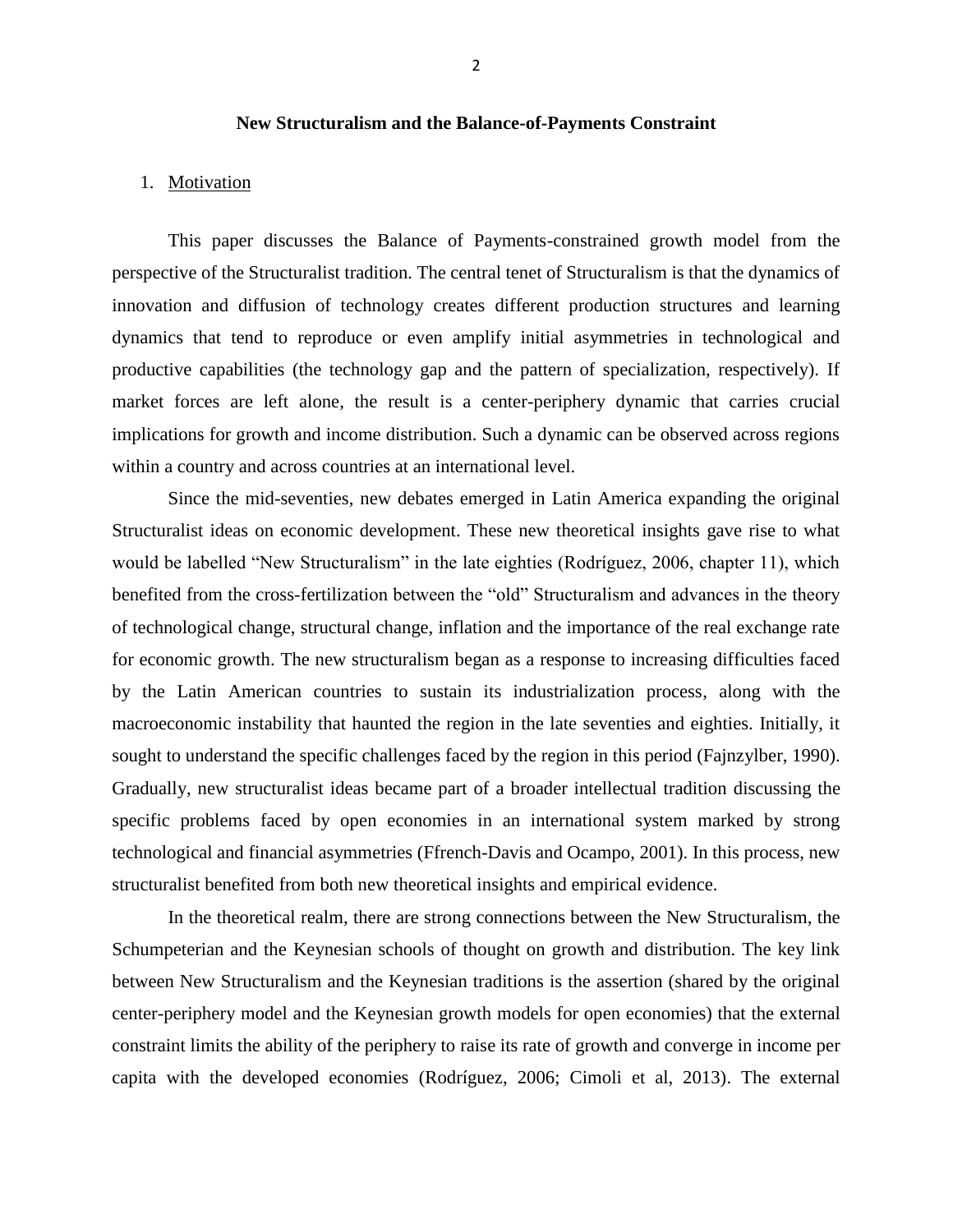## New Structuralism and the Balance-of-Payments Constraint

1. Motivation

This paper discusses the Balance of Payments-constrained growth model from the perspective of the Structuralist tradition. The central tenet of Structuralism is that the dynamics of innovation and diffusion of technology creates different production structures and learning dynamics that tend to reproduce or even amplify initial asymmetries in technological and productive capabilities (the technology gap and the pattern of specialization, respectively). If market forces are left alone, the result is a center-periphery dynamic that carries crucial implications for growth and income distribution. Such a dynamic can be observed across regions within a country and across countries at an international level.

Since the mid-seventies, new debates emerged in Latin America expanding the original Structuralist ideas on economic development. These new theoretical insights gave rise to what would be labelled "New Structuralism" in the late eighties (Rodríguez, 2006, chapter 11), which benefited from the cross-fertilization between the "old" Structuralism and advances in the theory of technological change, structural change, inflation and the importance of the real exchange rate for economic growth. The new structuralism began as a response to increasing difficulties faced by the Latin American countries to sustain its industrialization process, along with the macroeconomic instability that haunted the region in the late seventies and eighties. Initially, it sought to understand the specific challenges faced by the region in this period (Fajnzylber, 1990). Gradually, new structuralist ideas became part of a broader intellectual tradition discussing the specific problems faced by open economies in an international system marked by strong technological and financial asymmetries (Ffrench-Davis and Ocampo, 2001). In this process, new structuralist benefited from both new theoretical insights and empirical evidence.

In the theoretical realm, there are strong connections between the New Structuralism, the Schumpeterian and the Keynesian schools of thought on growth and distribution. The key link between New Structuralism and the Keynesian traditions is the assertion (shared by the original center-periphery model and the Keynesian growth models for open economies) that the external constraint limits the ability of the periphery to raise its rate of growth and converge in income per capita with the developed economies (Rodríguez, 2006; Cimoli et al, 2013). The external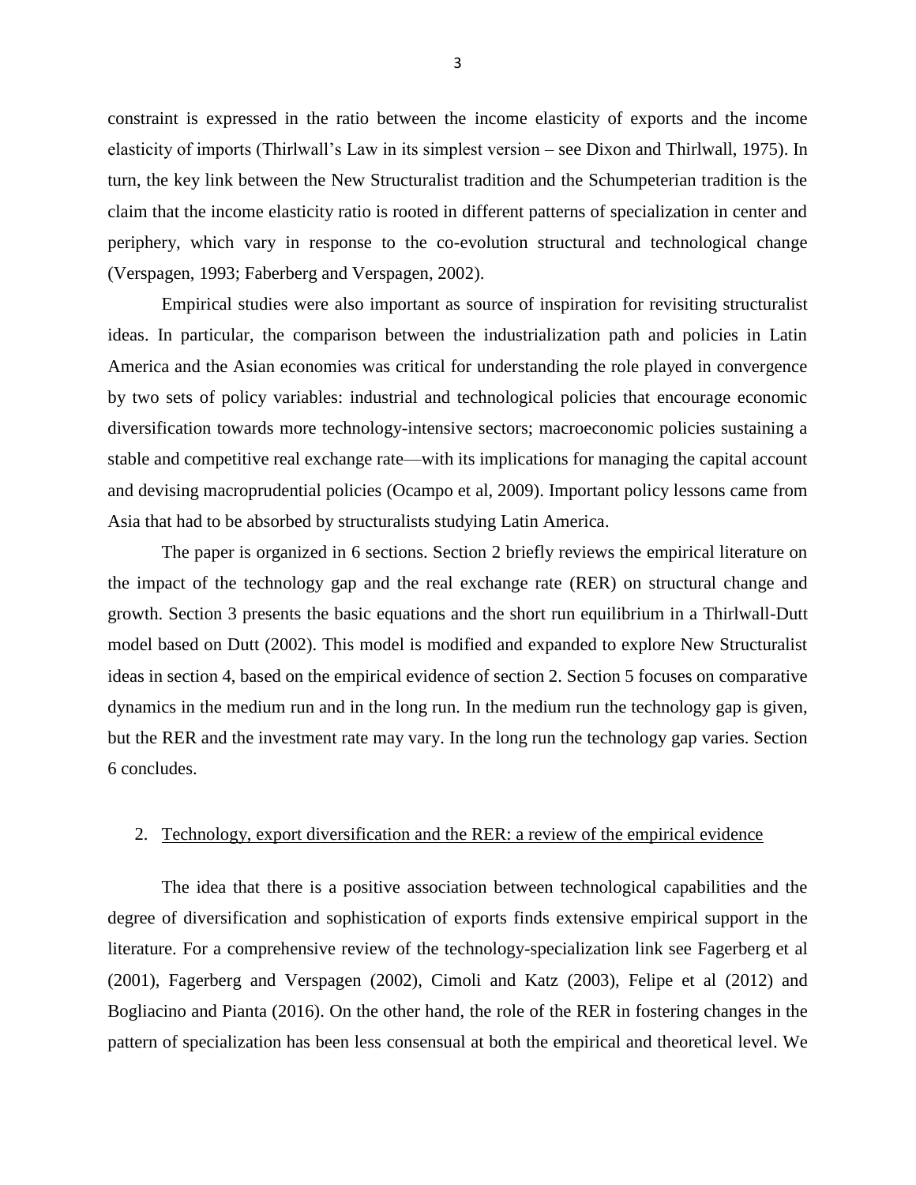constraint is expressed in the ratio between the income elasticity of exports and the income elasticity of imports (Thirlwall's Law in its simplest version – see Dixon and Thirlwall, 1975). In turn, the key link between the New Structuralist tradition and the Schumpeterian tradition is the claim that the income elasticity ratio is rooted in different patterns of specialization in center and periphery, which vary in response to the co-evolution structural and technological change (Verspagen, 1993; Faberberg and Verspagen, 2002).

Empirical studies were also important as source of inspiration for revisiting structuralist ideas. In particular, the comparison between the industrialization path and policies in Latin America and the Asian economies was critical for understanding the role played in convergence by two sets of policy variables: industrial and technological policies that encourage economic diversification towards more technology-intensive sectors; macroeconomic policies sustaining a stable and competitive real exchange rate—with its implications for managing the capital account and devising macroprudential policies (Ocampo et al, 2009). Important policy lessons came from Asia that had to be absorbed by structuralists studying Latin America.

The paper is organized in 6 sections. Section 2 briefly reviews the empirical literature on the impact of the technology gap and the real exchange rate (RER) on structural change and growth. Section 3 presents the basic equations and the short run equilibrium in a Thirlwall-Dutt model based on Dutt (2002). This model is modified and expanded to explore New Structuralist ideas in section 4, based on the empirical evidence of section 2. Section 5 focuses on comparative dynamics in the medium run and in the long run. In the medium run the technology gap is given, but the RER and the investment rate may vary. In the long run the technology gap varies. Section 6 concludes.

## 2. Technology, export diversification and the RER: a review of the empirical evidence

The idea that there is a positive association between technological capabilities and the degree of diversification and sophistication of exports finds extensive empirical support in the literature. For a comprehensive review of the technology-specialization link see Fagerberg et al (2001), Fagerberg and Verspagen (2002), Cimoli and Katz (2003), Felipe et al (2012) and Bogliacino and Pianta (2016). On the other hand, the role of the RER in fostering changes in the pattern of specialization has been less consensual at both the empirical and theoretical level. We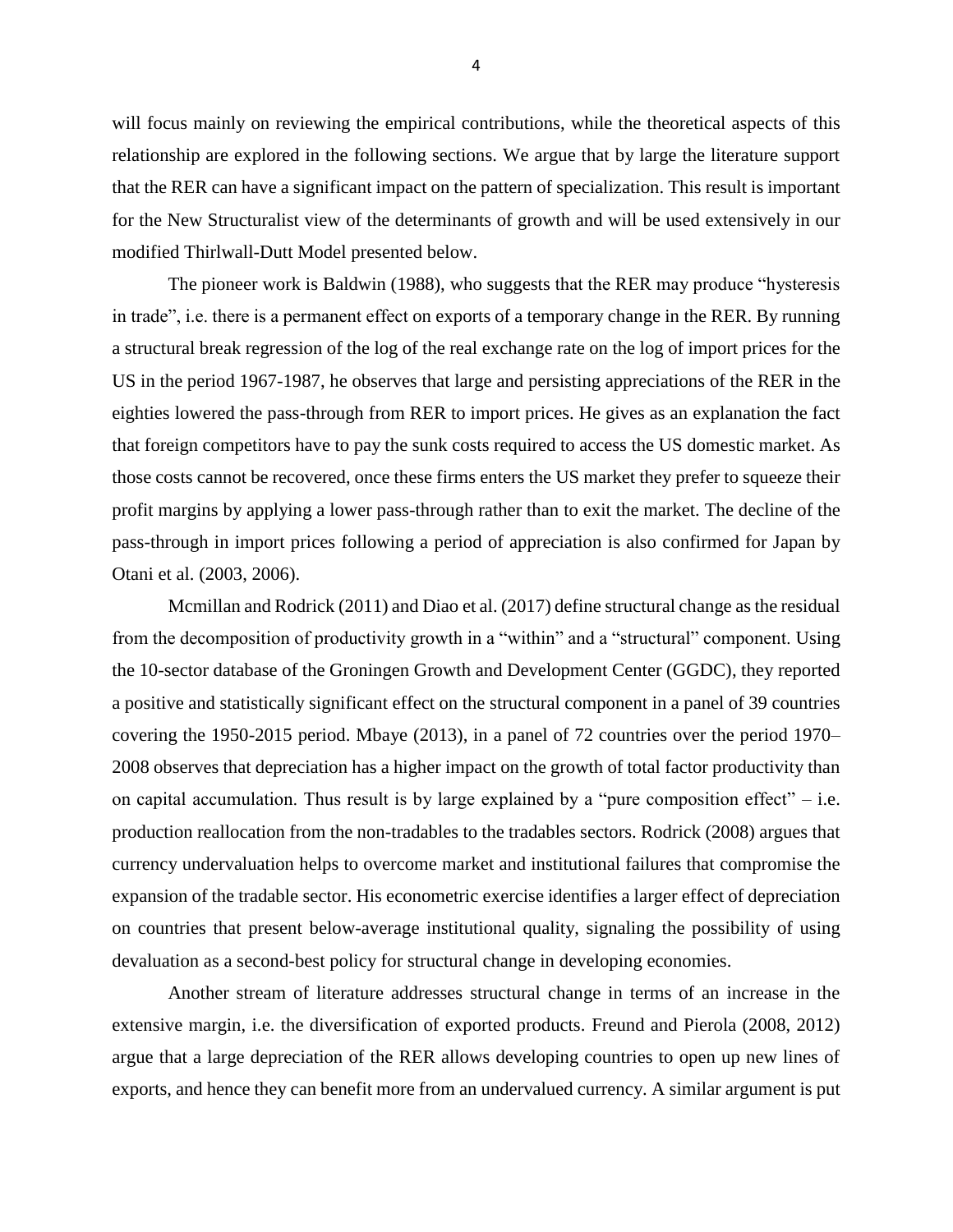will focus mainly on reviewing the empirical contributions, while the theoretical aspects of this relationship are explored in the following sections. We argue that by large the literature support that the RER can have a significant impact on the pattern of specialization. This result is important for the New Structuralist view of the determinants of growth and will be used extensively in our modified Thirlwall-Dutt Model presented below.

The pioneer work is Baldwin (1988), who suggests that the RER may produce "hysteresis in trade", i.e. there is a permanent effect on exports of a temporary change in the RER. By running a structural break regression of the log of the real exchange rate on the log of import prices for the US in the period 1967-1987, he observes that large and persisting appreciations of the RER in the eighties lowered the pass-through from RER to import prices. He gives as an explanation the fact that foreign competitors have to pay the sunk costs required to access the US domestic market. As those costs cannot be recovered, once these firms enters the US market they prefer to squeeze their profit margins by applying a lower pass-through rather than to exit the market. The decline of the pass-through in import prices following a period of appreciation is also confirmed for Japan by Otani et al. (2003, 2006).

Mcmillan and Rodrick (2011) and Diao et al. (2017) define structural change as the residual from the decomposition of productivity growth in a "within" and a "structural" component. Using the 10-sector database of the Groningen Growth and Development Center (GGDC), they reported a positive and statistically significant effect on the structural component in a panel of 39 countries covering the 1950-2015 period. Mbaye (2013), in a panel of 72 countries over the period 1970–2008 observes that depreciation has a higher impact on the growth of total factor productivity than on capital accumulation. Thus result is by large explained by a "pure composition effect" – i.e. production reallocation from the non-tradables to the tradables sectors. Rodrick (2008) argues that currency undervaluation helps to overcome market and institutional failures that compromise the expansion of the tradable sector. His econometric exercise identifies a larger effect of depreciation on countries that present below-average institutional quality, signaling the possibility of using devaluation as a second-best policy for structural change in developing economies.

Another stream of literature addresses structural change in terms of an increase in the extensive margin, i.e. the diversification of exported products. Freund and Pierola (2008, 2012) argue that a large depreciation of the RER allows developing countries to open up new lines of exports, and hence they can benefit more from an undervalued currency. A similar argument is put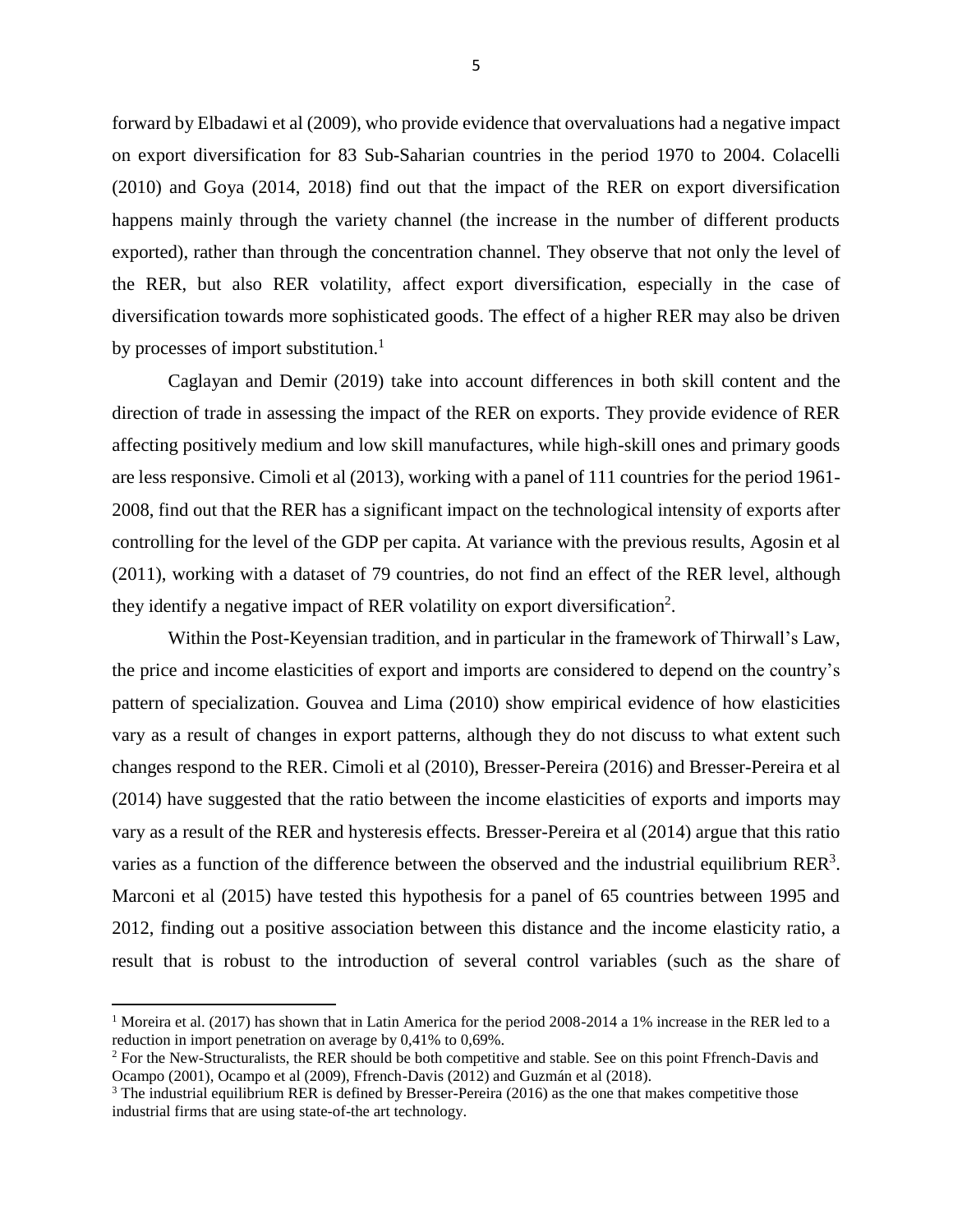forward by Elbadawi et al (2009), who provide evidence that overvaluations had a negative impact on export diversification for 83 Sub-Saharian countries in the period 1970 to 2004. Colacelli (2010) and Goya (2014, 2018) find out that the impact of the RER on export diversification happens mainly through the variety channel (the increase in the number of different products exported), rather than through the concentration channel. They observe that not only the level of the RER, but also RER volatility, affect export diversification, especially in the case of diversification towards more sophisticated goods. The effect of a higher RER may also be driven by processes of import substitution.[1]

Caglayan and Demir (2019) take into account differences in both skill content and the direction of trade in assessing the impact of the RER on exports. They provide evidence of RER affecting positively medium and low skill manufactures, while high-skill ones and primary goods are less responsive. Cimoli et al (2013), working with a panel of 111 countries for the period 1961-2008, find out that the RER has a significant impact on the technological intensity of exports after controlling for the level of the GDP per capita. At variance with the previous results, Agosin et al (2011), working with a dataset of 79 countries, do not find an effect of the RER level, although they identify a negative impact of RER volatility on export diversification[2].

Within the Post-Keyensian tradition, and in particular in the framework of Thirwall's Law, the price and income elasticities of export and imports are considered to depend on the country's pattern of specialization. Gouvea and Lima (2010) show empirical evidence of how elasticities vary as a result of changes in export patterns, although they do not discuss to what extent such changes respond to the RER. Cimoli et al (2010), Bresser-Pereira (2016) and Bresser-Pereira et al (2014) have suggested that the ratio between the income elasticities of exports and imports may vary as a result of the RER and hysteresis effects. Bresser-Pereira et al (2014) argue that this ratio varies as a function of the difference between the observed and the industrial equilibrium RER[3]. Marconi et al (2015) have tested this hypothesis for a panel of 65 countries between 1995 and 2012, finding out a positive association between this distance and the income elasticity ratio, a result that is robust to the introduction of several control variables (such as the share of

---

[1] Moreira et al. (2017) has shown that in Latin America for the period 2008-2014 a 1% increase in the RER led to a reduction in import penetration on average by 0,41% to 0,69%.

[2] For the New-Structuralists, the RER should be both competitive and stable. See on this point Ffrench-Davis and Ocampo (2001), Ocampo et al (2009), Ffrench-Davis (2012) and Guzmán et al (2018).

[3] The industrial equilibrium RER is defined by Bresser-Pereira (2016) as the one that makes competitive those industrial firms that are using state-of-the art technology.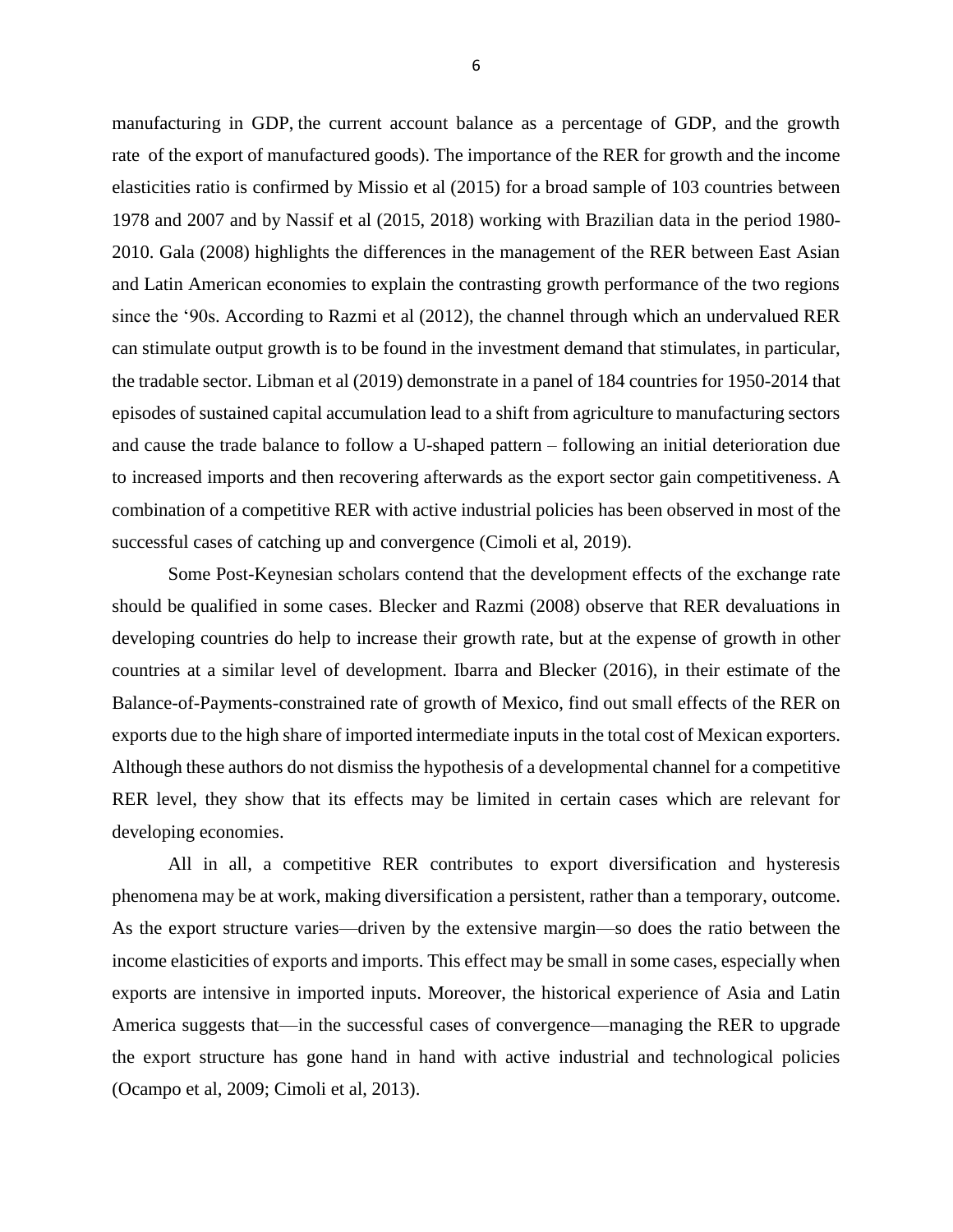manufacturing in GDP, the current account balance as a percentage of GDP, and the growth rate of the export of manufactured goods). The importance of the RER for growth and the income elasticities ratio is confirmed by Missio et al (2015) for a broad sample of 103 countries between 1978 and 2007 and by Nassif et al (2015, 2018) working with Brazilian data in the period 1980-2010. Gala (2008) highlights the differences in the management of the RER between East Asian and Latin American economies to explain the contrasting growth performance of the two regions since the '90s. According to Razmi et al (2012), the channel through which an undervalued RER can stimulate output growth is to be found in the investment demand that stimulates, in particular, the tradable sector. Libman et al (2019) demonstrate in a panel of 184 countries for 1950-2014 that episodes of sustained capital accumulation lead to a shift from agriculture to manufacturing sectors and cause the trade balance to follow a U-shaped pattern – following an initial deterioration due to increased imports and then recovering afterwards as the export sector gain competitiveness. A combination of a competitive RER with active industrial policies has been observed in most of the successful cases of catching up and convergence (Cimoli et al, 2019).

Some Post-Keynesian scholars contend that the development effects of the exchange rate should be qualified in some cases. Blecker and Razmi (2008) observe that RER devaluations in developing countries do help to increase their growth rate, but at the expense of growth in other countries at a similar level of development. Ibarra and Blecker (2016), in their estimate of the Balance-of-Payments-constrained rate of growth of Mexico, find out small effects of the RER on exports due to the high share of imported intermediate inputs in the total cost of Mexican exporters. Although these authors do not dismiss the hypothesis of a developmental channel for a competitive RER level, they show that its effects may be limited in certain cases which are relevant for developing economies.

All in all, a competitive RER contributes to export diversification and hysteresis phenomena may be at work, making diversification a persistent, rather than a temporary, outcome. As the export structure varies—driven by the extensive margin—so does the ratio between the income elasticities of exports and imports. This effect may be small in some cases, especially when exports are intensive in imported inputs. Moreover, the historical experience of Asia and Latin America suggests that—in the successful cases of convergence—managing the RER to upgrade the export structure has gone hand in hand with active industrial and technological policies (Ocampo et al, 2009; Cimoli et al, 2013).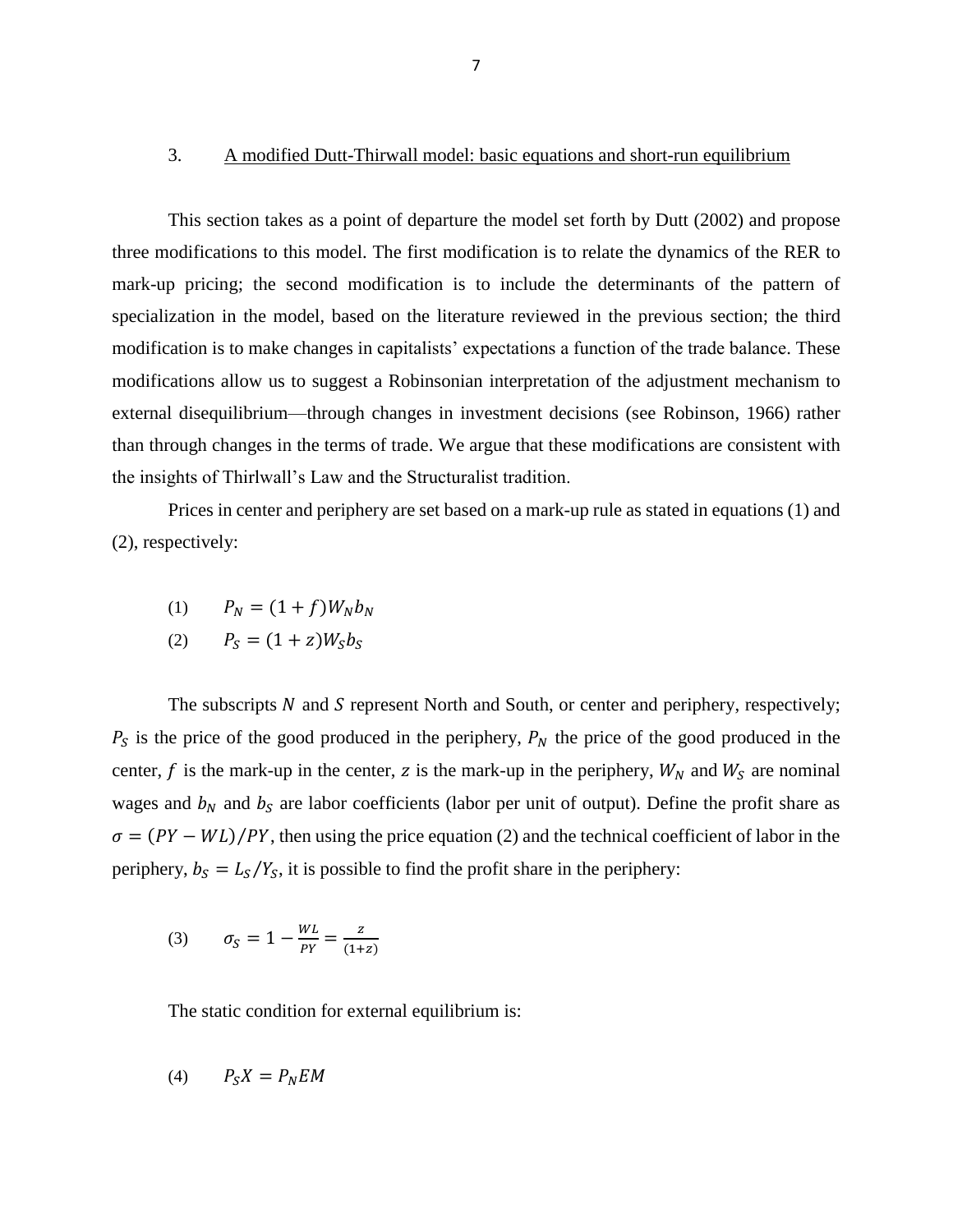## 3. A modified Dutt-Thirwall model: basic equations and short-run equilibrium

This section takes as a point of departure the model set forth by Dutt (2002) and propose three modifications to this model. The first modification is to relate the dynamics of the RER to mark-up pricing; the second modification is to include the determinants of the pattern of specialization in the model, based on the literature reviewed in the previous section; the third modification is to make changes in capitalists' expectations a function of the trade balance. These modifications allow us to suggest a Robinsonian interpretation of the adjustment mechanism to external disequilibrium—through changes in investment decisions (see Robinson, 1966) rather than through changes in the terms of trade. We argue that these modifications are consistent with the insights of Thirlwall's Law and the Structuralist tradition.

Prices in center and periphery are set based on a mark-up rule as stated in equations (1) and (2), respectively:

$$(1) \qquad P_N = (1+f)W_N b_N$$

$$(2) \qquad P_S = (1+z)W_S b_S$$

The subscripts $N$ and $S$ represent North and South, or center and periphery, respectively; $P_S$ is the price of the good produced in the periphery, $P_N$ the price of the good produced in the center, $f$ is the mark-up in the center, $z$ is the mark-up in the periphery, $W_N$ and $W_S$ are nominal wages and $b_N$ and $b_S$ are labor coefficients (labor per unit of output). Define the profit share as $\sigma = (PY - WL)/PY$, then using the price equation (2) and the technical coefficient of labor in the periphery, $b_S = L_S/Y_S$, it is possible to find the profit share in the periphery:

$$(3) \qquad \sigma_S = 1 - \frac{WL}{PY} = \frac{z}{(1+z)}$$

The static condition for external equilibrium is:

$$(4) \qquad P_S X = P_N E M$$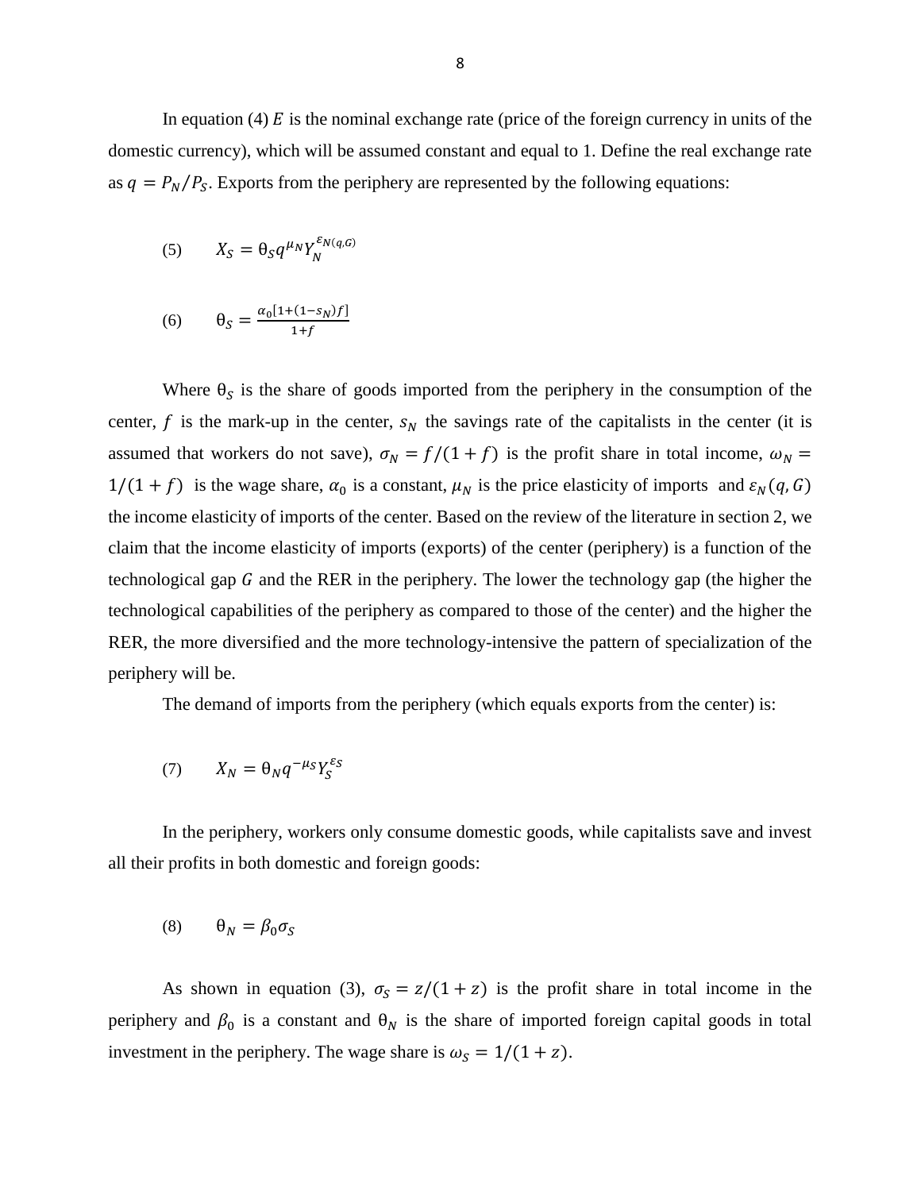In equation (4) $E$ is the nominal exchange rate (price of the foreign currency in units of the domestic currency), which will be assumed constant and equal to 1. Define the real exchange rate as $q = P_N/P_S$. Exports from the periphery are represented by the following equations:

$$(5) \qquad X_S = \theta_S q^{\mu_N} Y_N^{\varepsilon_{N(q,G)}}$$

$$(6) \qquad \theta_S = \frac{\alpha_0[1+(1-s_N)f]}{1+f}$$

Where $\theta_S$ is the share of goods imported from the periphery in the consumption of the center, $f$ is the mark-up in the center, $s_N$ the savings rate of the capitalists in the center (it is assumed that workers do not save), $\sigma_N = f/(1+f)$ is the profit share in total income, $\omega_N = 1/(1+f)$ is the wage share, $\alpha_0$ is a constant, $\mu_N$ is the price elasticity of imports and $\varepsilon_N(q,G)$ the income elasticity of imports of the center. Based on the review of the literature in section 2, we claim that the income elasticity of imports (exports) of the center (periphery) is a function of the technological gap $G$ and the RER in the periphery. The lower the technology gap (the higher the technological capabilities of the periphery as compared to those of the center) and the higher the RER, the more diversified and the more technology-intensive the pattern of specialization of the periphery will be.

The demand of imports from the periphery (which equals exports from the center) is:

$$(7) \qquad X_N = \theta_N q^{-\mu_S} Y_S^{\varepsilon_S}$$

In the periphery, workers only consume domestic goods, while capitalists save and invest all their profits in both domestic and foreign goods:

$$(8) \qquad \theta_N = \beta_0 \sigma_S$$

As shown in equation (3), $\sigma_S = z/(1+z)$ is the profit share in total income in the periphery and $\beta_0$ is a constant and $\theta_N$ is the share of imported foreign capital goods in total investment in the periphery. The wage share is $\omega_S = 1/(1+z)$.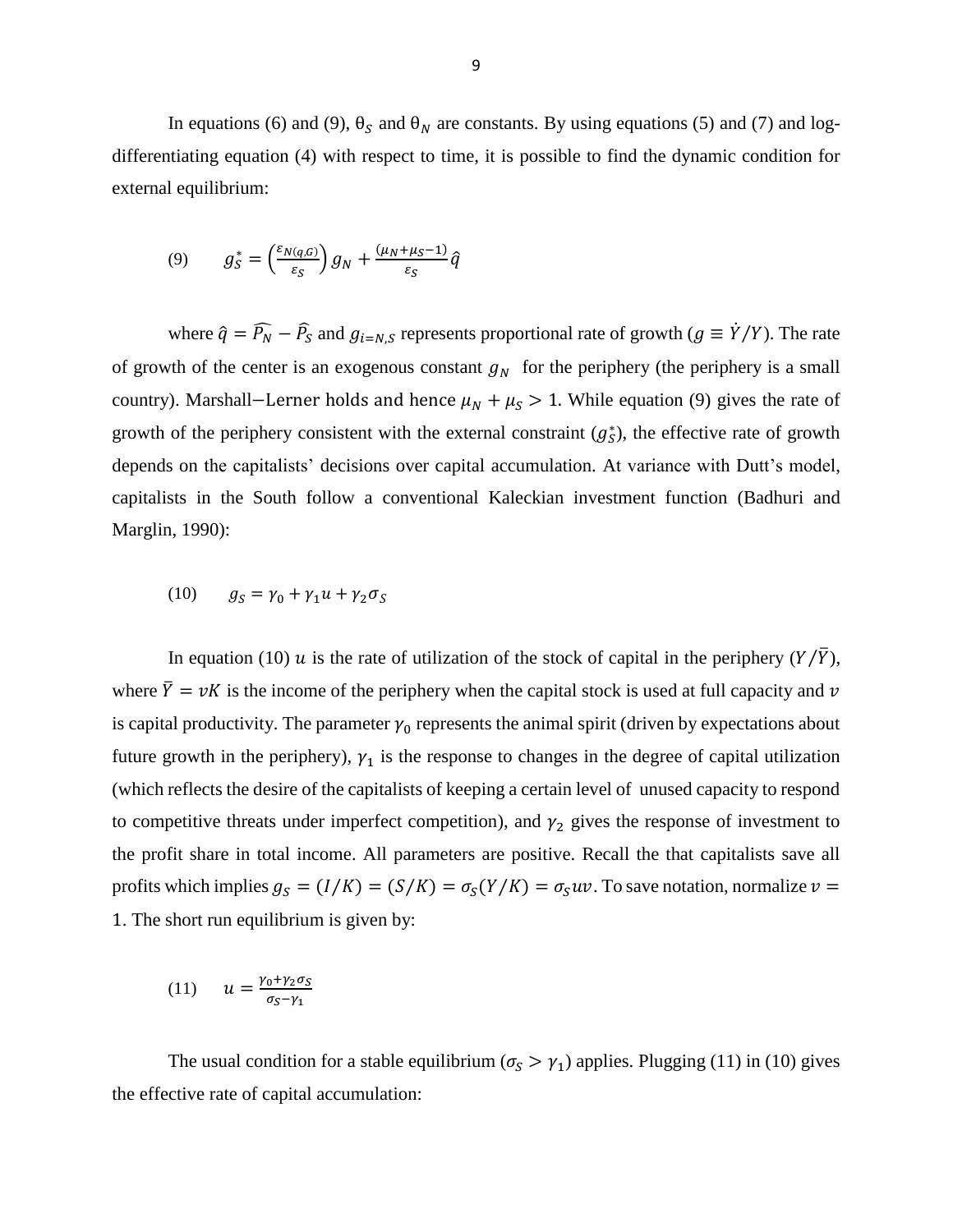In equations (6) and (9), $\theta_S$ and $\theta_N$ are constants. By using equations (5) and (7) and log-differentiating equation (4) with respect to time, it is possible to find the dynamic condition for external equilibrium:

$$(9) \qquad g_S^* = \left(\frac{\varepsilon_{N(q,G)}}{\varepsilon_S}\right) g_N + \frac{(\mu_N + \mu_S - 1)}{\varepsilon_S}\hat{q}$$

where $\hat{q} = \widehat{P_N} - \widehat{P_S}$ and $g_{i=N,S}$ represents proportional rate of growth ($g \equiv \dot{Y}/Y$). The rate of growth of the center is an exogenous constant $g_N$ for the periphery (the periphery is a small country). Marshall−Lerner holds and hence $\mu_N + \mu_S > 1$. While equation (9) gives the rate of growth of the periphery consistent with the external constraint ($g_S^*$), the effective rate of growth depends on the capitalists' decisions over capital accumulation. At variance with Dutt's model, capitalists in the South follow a conventional Kaleckian investment function (Badhuri and Marglin, 1990):

$$(10) \qquad g_S = \gamma_0 + \gamma_1 u + \gamma_2 \sigma_S$$

In equation (10) $u$ is the rate of utilization of the stock of capital in the periphery $(Y/\bar{Y})$, where $\bar{Y} = vK$ is the income of the periphery when the capital stock is used at full capacity and $v$ is capital productivity. The parameter $\gamma_0$ represents the animal spirit (driven by expectations about future growth in the periphery), $\gamma_1$ is the response to changes in the degree of capital utilization (which reflects the desire of the capitalists of keeping a certain level of unused capacity to respond to competitive threats under imperfect competition), and $\gamma_2$ gives the response of investment to the profit share in total income. All parameters are positive. Recall the that capitalists save all profits which implies $g_S = (I/K) = (S/K) = \sigma_S(Y/K) = \sigma_S uv$. To save notation, normalize $v = 1$. The short run equilibrium is given by:

$$(11) \qquad u = \frac{\gamma_0 + \gamma_2 \sigma_S}{\sigma_S - \gamma_1}$$

The usual condition for a stable equilibrium ($\sigma_S > \gamma_1$) applies. Plugging (11) in (10) gives the effective rate of capital accumulation: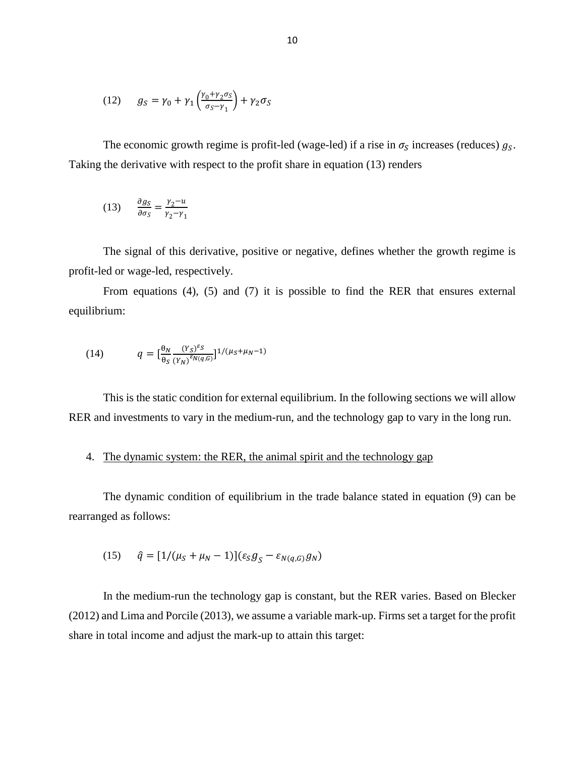$$(12) \quad g_S = \gamma_0 + \gamma_1 \left(\frac{\gamma_0 + \gamma_2 \sigma_S}{\sigma_S - \gamma_1}\right) + \gamma_2 \sigma_S$$

The economic growth regime is profit-led (wage-led) if a rise in $\sigma_S$ increases (reduces) $g_S$. Taking the derivative with respect to the profit share in equation (13) renders

$$(13) \quad \frac{\partial g_S}{\partial \sigma_S} = \frac{\gamma_2 - u}{\gamma_2 - \gamma_1}$$

The signal of this derivative, positive or negative, defines whether the growth regime is profit-led or wage-led, respectively.

From equations (4), (5) and (7) it is possible to find the RER that ensures external equilibrium:

$$(14) \quad q = \left[\frac{\theta_N}{\theta_S} \frac{(Y_S)^{\varepsilon_S}}{(Y_N)^{\varepsilon_{N(q,G)}}}\right]^{1/(\mu_S + \mu_N - 1)}$$

This is the static condition for external equilibrium. In the following sections we will allow RER and investments to vary in the medium-run, and the technology gap to vary in the long run.

## 4. The dynamic system: the RER, the animal spirit and the technology gap

The dynamic condition of equilibrium in the trade balance stated in equation (9) can be rearranged as follows:

$$(15) \quad \hat{q} = [1/(\mu_S + \mu_N - 1)](\varepsilon_S g_S - \varepsilon_{N(q,G)} g_N)$$

In the medium-run the technology gap is constant, but the RER varies. Based on Blecker (2012) and Lima and Porcile (2013), we assume a variable mark-up. Firms set a target for the profit share in total income and adjust the mark-up to attain this target: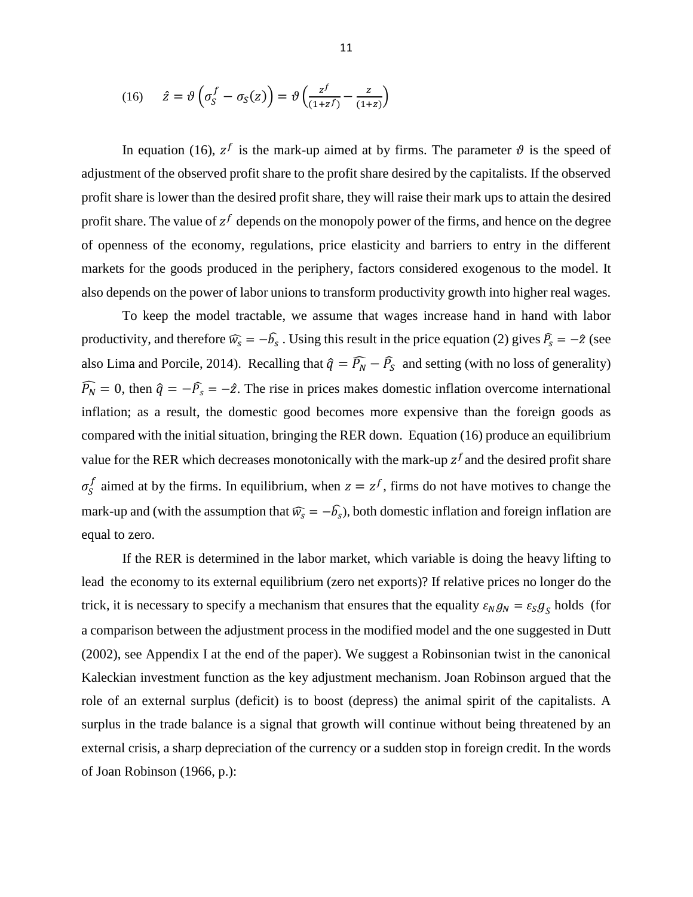$$(16) \quad \hat{z} = \vartheta\left(\sigma_S^f - \sigma_S(z)\right) = \vartheta\left(\frac{z^f}{(1+z^f)} - \frac{z}{(1+z)}\right)$$

In equation (16), $z^f$ is the mark-up aimed at by firms. The parameter $\vartheta$ is the speed of adjustment of the observed profit share to the profit share desired by the capitalists. If the observed profit share is lower than the desired profit share, they will raise their mark ups to attain the desired profit share. The value of $z^f$ depends on the monopoly power of the firms, and hence on the degree of openness of the economy, regulations, price elasticity and barriers to entry in the different markets for the goods produced in the periphery, factors considered exogenous to the model. It also depends on the power of labor unions to transform productivity growth into higher real wages.

To keep the model tractable, we assume that wages increase hand in hand with labor productivity, and therefore $\widehat{w_s} = -\widehat{b_s}$. Using this result in the price equation (2) gives $\widehat{P_s} = -\hat{z}$ (see also Lima and Porcile, 2014). Recalling that $\hat{q} = \widehat{P_N} - \widehat{P_S}$ and setting (with no loss of generality) $\widehat{P_N} = 0$, then $\hat{q} = -\widehat{P_s} = -\hat{z}$. The rise in prices makes domestic inflation overcome international inflation; as a result, the domestic good becomes more expensive than the foreign goods as compared with the initial situation, bringing the RER down. Equation (16) produce an equilibrium value for the RER which decreases monotonically with the mark-up $z^f$ and the desired profit share $\sigma_S^f$ aimed at by the firms. In equilibrium, when $z = z^f$, firms do not have motives to change the mark-up and (with the assumption that $\widehat{w_s} = -\widehat{b_s}$), both domestic inflation and foreign inflation are equal to zero.

If the RER is determined in the labor market, which variable is doing the heavy lifting to lead the economy to its external equilibrium (zero net exports)? If relative prices no longer do the trick, it is necessary to specify a mechanism that ensures that the equality $\varepsilon_N g_N = \varepsilon_S g_S$ holds (for a comparison between the adjustment process in the modified model and the one suggested in Dutt (2002), see Appendix I at the end of the paper). We suggest a Robinsonian twist in the canonical Kaleckian investment function as the key adjustment mechanism. Joan Robinson argued that the role of an external surplus (deficit) is to boost (depress) the animal spirit of the capitalists. A surplus in the trade balance is a signal that growth will continue without being threatened by an external crisis, a sharp depreciation of the currency or a sudden stop in foreign credit. In the words of Joan Robinson (1966, p.):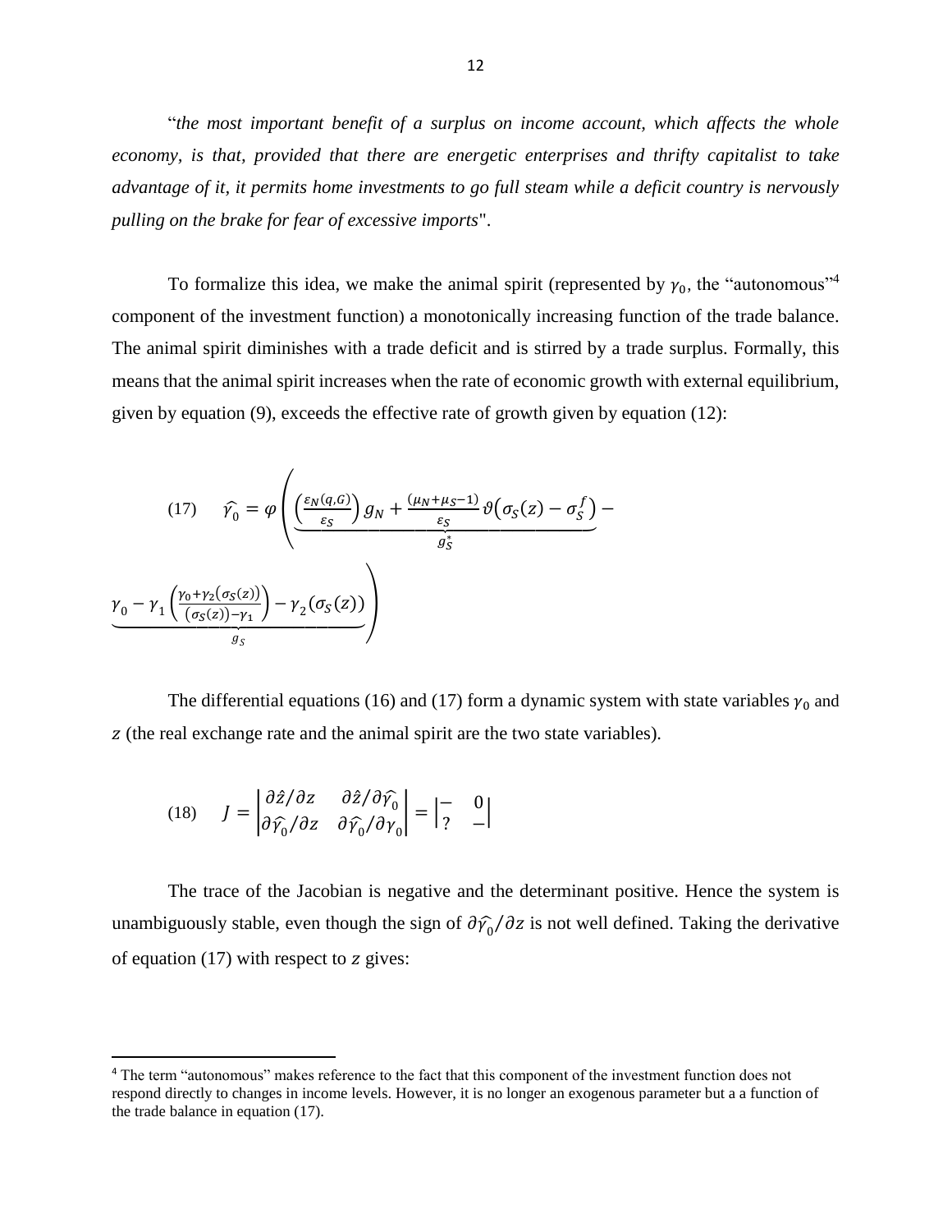"*the most important benefit of a surplus on income account, which affects the whole economy, is that, provided that there are energetic enterprises and thrifty capitalist to take advantage of it, it permits home investments to go full steam while a deficit country is nervously pulling on the brake for fear of excessive imports*".

To formalize this idea, we make the animal spirit (represented by $\gamma_0$, the "autonomous"[4] component of the investment function) a monotonically increasing function of the trade balance. The animal spirit diminishes with a trade deficit and is stirred by a trade surplus. Formally, this means that the animal spirit increases when the rate of economic growth with external equilibrium, given by equation (9), exceeds the effective rate of growth given by equation (12):

$$(17) \quad \widehat{\gamma_0} = \varphi\left( \underbrace{\left(\frac{\varepsilon_N(q,G)}{\varepsilon_S}\right) g_N + \frac{(\mu_N + \mu_S - 1)}{\varepsilon_S}\vartheta\left(\sigma_S(z) - \sigma_S^f\right)}_{g_S^*} - \underbrace{\gamma_0 - \gamma_1\left(\frac{\gamma_0 + \gamma_2(\sigma_S(z))}{(\sigma_S(z)) - \gamma_1}\right) - \gamma_2(\sigma_S(z))}_{g_S} \right)$$

The differential equations (16) and (17) form a dynamic system with state variables $\gamma_0$ and $z$ (the real exchange rate and the animal spirit are the two state variables).

$$(18) \quad J = \begin{vmatrix} \partial \hat{z}/\partial z & \partial \hat{z}/\partial \widehat{\gamma_0} \\ \partial \widehat{\gamma_0}/\partial z & \partial \widehat{\gamma_0}/\partial \gamma_0 \end{vmatrix} = \begin{vmatrix} - & 0 \\ ? & - \end{vmatrix}$$

The trace of the Jacobian is negative and the determinant positive. Hence the system is unambiguously stable, even though the sign of $\partial \widehat{\gamma_0}/\partial z$ is not well defined. Taking the derivative of equation (17) with respect to $z$ gives:

[4] The term "autonomous" makes reference to the fact that this component of the investment function does not respond directly to changes in income levels. However, it is no longer an exogenous parameter but a a function of the trade balance in equation (17).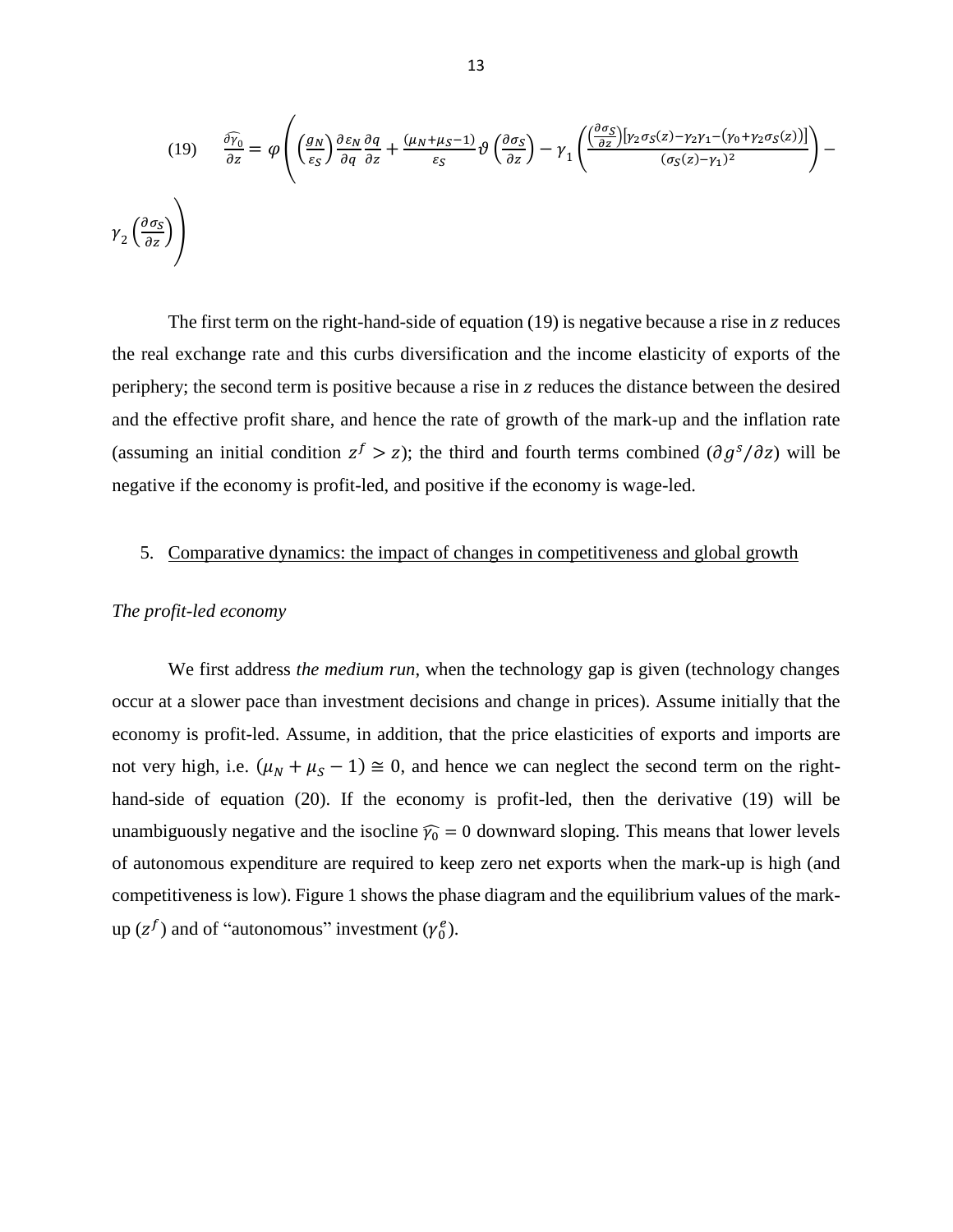$$(19) \qquad \frac{\partial \widehat{\gamma_0}}{\partial z} = \varphi\left(\left(\frac{g_N}{\varepsilon_S}\right)\frac{\partial \varepsilon_N}{\partial q}\frac{\partial q}{\partial z} + \frac{(\mu_N+\mu_S-1)}{\varepsilon_S}\vartheta\left(\frac{\partial \sigma_S}{\partial z}\right) - \gamma_1\left(\frac{\left(\frac{\partial \sigma_S}{\partial z}\right)[\gamma_2\sigma_S(z)-\gamma_2\gamma_1-(\gamma_0+\gamma_2\sigma_S(z))]}{(\sigma_S(z)-\gamma_1)^2}\right) - \gamma_2\left(\frac{\partial \sigma_S}{\partial z}\right)\right)$$

The first term on the right-hand-side of equation (19) is negative because a rise in $z$ reduces the real exchange rate and this curbs diversification and the income elasticity of exports of the periphery; the second term is positive because a rise in $z$ reduces the distance between the desired and the effective profit share, and hence the rate of growth of the mark-up and the inflation rate (assuming an initial condition $z^f > z$); the third and fourth terms combined ($\partial g^s/\partial z$) will be negative if the economy is profit-led, and positive if the economy is wage-led.

## 5. Comparative dynamics: the impact of changes in competitiveness and global growth

*The profit-led economy*

We first address *the medium run*, when the technology gap is given (technology changes occur at a slower pace than investment decisions and change in prices). Assume initially that the economy is profit-led. Assume, in addition, that the price elasticities of exports and imports are not very high, i.e. $(\mu_N + \mu_S - 1) \cong 0$, and hence we can neglect the second term on the right-hand-side of equation (20). If the economy is profit-led, then the derivative (19) will be unambiguously negative and the isocline $\widehat{\gamma_0} = 0$ downward sloping. This means that lower levels of autonomous expenditure are required to keep zero net exports when the mark-up is high (and competitiveness is low). Figure 1 shows the phase diagram and the equilibrium values of the mark-up ($z^f$) and of "autonomous" investment ($\gamma_0^e$).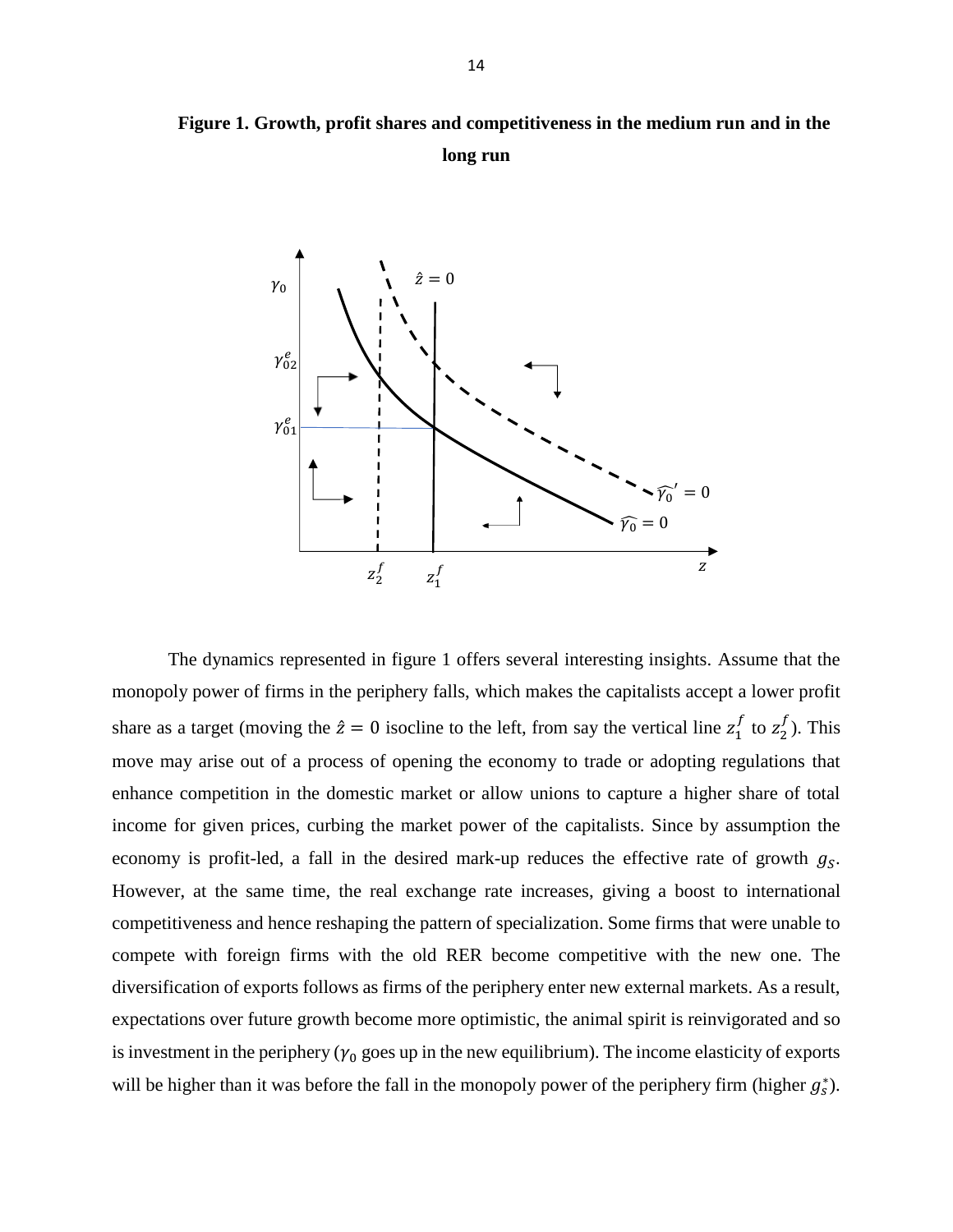**Figure 1. Growth, profit shares and competitiveness in the medium run and in the long run**

The dynamics represented in figure 1 offers several interesting insights. Assume that the monopoly power of firms in the periphery falls, which makes the capitalists accept a lower profit share as a target (moving the $\hat{z} = 0$ isocline to the left, from say the vertical line $z_1^f$ to $z_2^f$). This move may arise out of a process of opening the economy to trade or adopting regulations that enhance competition in the domestic market or allow unions to capture a higher share of total income for given prices, curbing the market power of the capitalists. Since by assumption the economy is profit-led, a fall in the desired mark-up reduces the effective rate of growth $g_S$. However, at the same time, the real exchange rate increases, giving a boost to international competitiveness and hence reshaping the pattern of specialization. Some firms that were unable to compete with foreign firms with the old RER become competitive with the new one. The diversification of exports follows as firms of the periphery enter new external markets. As a result, expectations over future growth become more optimistic, the animal spirit is reinvigorated and so is investment in the periphery ($\gamma_0$ goes up in the new equilibrium). The income elasticity of exports will be higher than it was before the fall in the monopoly power of the periphery firm (higher $g_S^*$).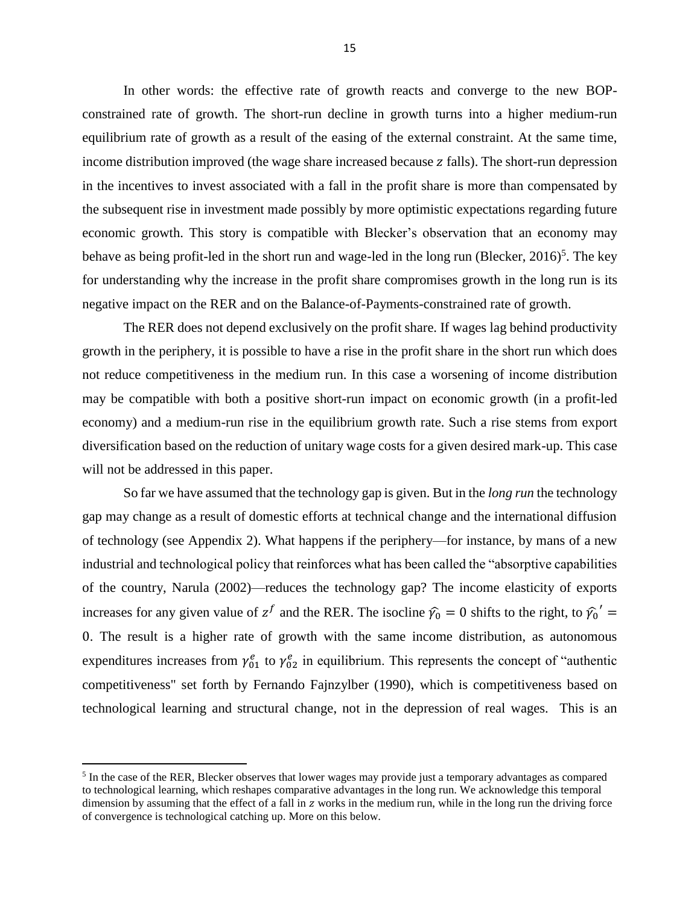In other words: the effective rate of growth reacts and converge to the new BOP-constrained rate of growth. The short-run decline in growth turns into a higher medium-run equilibrium rate of growth as a result of the easing of the external constraint. At the same time, income distribution improved (the wage share increased because $z$ falls). The short-run depression in the incentives to invest associated with a fall in the profit share is more than compensated by the subsequent rise in investment made possibly by more optimistic expectations regarding future economic growth. This story is compatible with Blecker's observation that an economy may behave as being profit-led in the short run and wage-led in the long run (Blecker, 2016)[5]. The key for understanding why the increase in the profit share compromises growth in the long run is its negative impact on the RER and on the Balance-of-Payments-constrained rate of growth.

The RER does not depend exclusively on the profit share. If wages lag behind productivity growth in the periphery, it is possible to have a rise in the profit share in the short run which does not reduce competitiveness in the medium run. In this case a worsening of income distribution may be compatible with both a positive short-run impact on economic growth (in a profit-led economy) and a medium-run rise in the equilibrium growth rate. Such a rise stems from export diversification based on the reduction of unitary wage costs for a given desired mark-up. This case will not be addressed in this paper.

So far we have assumed that the technology gap is given. But in the *long run* the technology gap may change as a result of domestic efforts at technical change and the international diffusion of technology (see Appendix 2). What happens if the periphery—for instance, by mans of a new industrial and technological policy that reinforces what has been called the "absorptive capabilities of the country, Narula (2002)—reduces the technology gap? The income elasticity of exports increases for any given value of $z^f$ and the RER. The isocline $\widehat{\gamma_0} = 0$ shifts to the right, to $\widehat{\gamma_0}' = 0$. The result is a higher rate of growth with the same income distribution, as autonomous expenditures increases from $\gamma_{01}^e$ to $\gamma_{02}^e$ in equilibrium. This represents the concept of "authentic competitiveness" set forth by Fernando Fajnzylber (1990), which is competitiveness based on technological learning and structural change, not in the depression of real wages. This is an

[5] In the case of the RER, Blecker observes that lower wages may provide just a temporary advantages as compared to technological learning, which reshapes comparative advantages in the long run. We acknowledge this temporal dimension by assuming that the effect of a fall in $z$ works in the medium run, while in the long run the driving force of convergence is technological catching up. More on this below.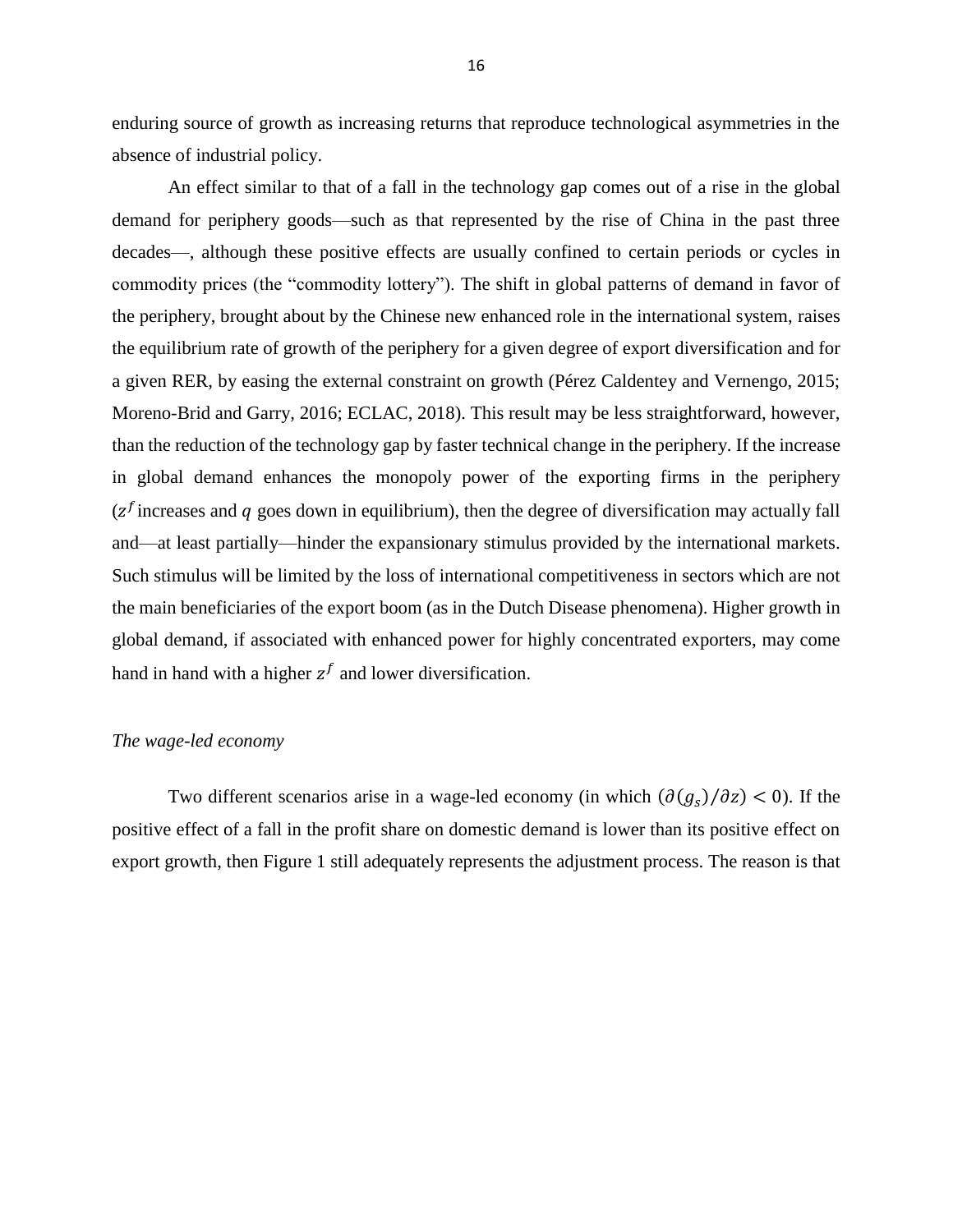enduring source of growth as increasing returns that reproduce technological asymmetries in the absence of industrial policy.

An effect similar to that of a fall in the technology gap comes out of a rise in the global demand for periphery goods—such as that represented by the rise of China in the past three decades—, although these positive effects are usually confined to certain periods or cycles in commodity prices (the "commodity lottery"). The shift in global patterns of demand in favor of the periphery, brought about by the Chinese new enhanced role in the international system, raises the equilibrium rate of growth of the periphery for a given degree of export diversification and for a given RER, by easing the external constraint on growth (Pérez Caldentey and Vernengo, 2015; Moreno-Brid and Garry, 2016; ECLAC, 2018). This result may be less straightforward, however, than the reduction of the technology gap by faster technical change in the periphery. If the increase in global demand enhances the monopoly power of the exporting firms in the periphery ($z^f$ increases and $q$ goes down in equilibrium), then the degree of diversification may actually fall and—at least partially—hinder the expansionary stimulus provided by the international markets. Such stimulus will be limited by the loss of international competitiveness in sectors which are not the main beneficiaries of the export boom (as in the Dutch Disease phenomena). Higher growth in global demand, if associated with enhanced power for highly concentrated exporters, may come hand in hand with a higher $z^f$ and lower diversification.

*The wage-led economy*

Two different scenarios arise in a wage-led economy (in which $(\partial(g_s)/\partial z) < 0$). If the positive effect of a fall in the profit share on domestic demand is lower than its positive effect on export growth, then Figure 1 still adequately represents the adjustment process. The reason is that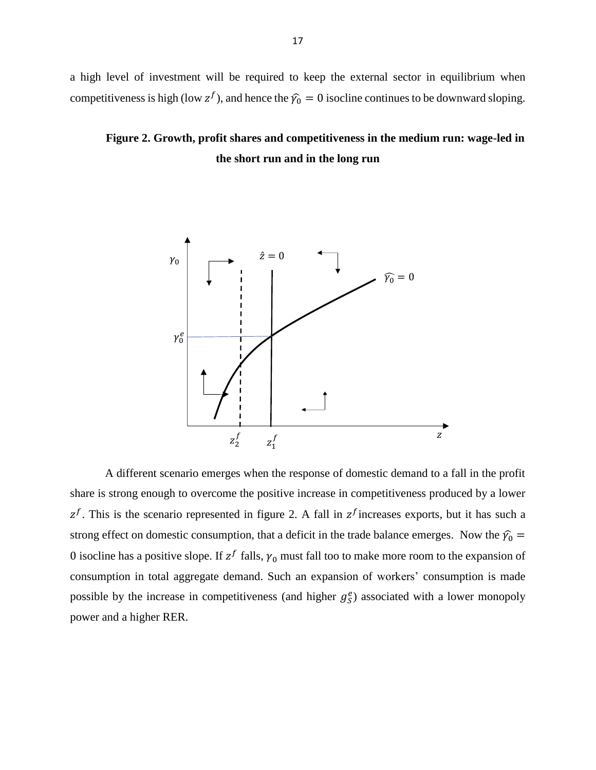a high level of investment will be required to keep the external sector in equilibrium when competitiveness is high (low $z^f$), and hence the $\widehat{\gamma_0} = 0$ isocline continues to be downward sloping.

**Figure 2. Growth, profit shares and competitiveness in the medium run: wage-led in the short run and in the long run**

A different scenario emerges when the response of domestic demand to a fall in the profit share is strong enough to overcome the positive increase in competitiveness produced by a lower $z^f$. This is the scenario represented in figure 2. A fall in $z^f$ increases exports, but it has such a strong effect on domestic consumption, that a deficit in the trade balance emerges. Now the $\widehat{\gamma_0} = 0$ isocline has a positive slope. If $z^f$ falls, $\gamma_0$ must fall too to make more room to the expansion of consumption in total aggregate demand. Such an expansion of workers' consumption is made possible by the increase in competitiveness (and higher $g_S^e$) associated with a lower monopoly power and a higher RER.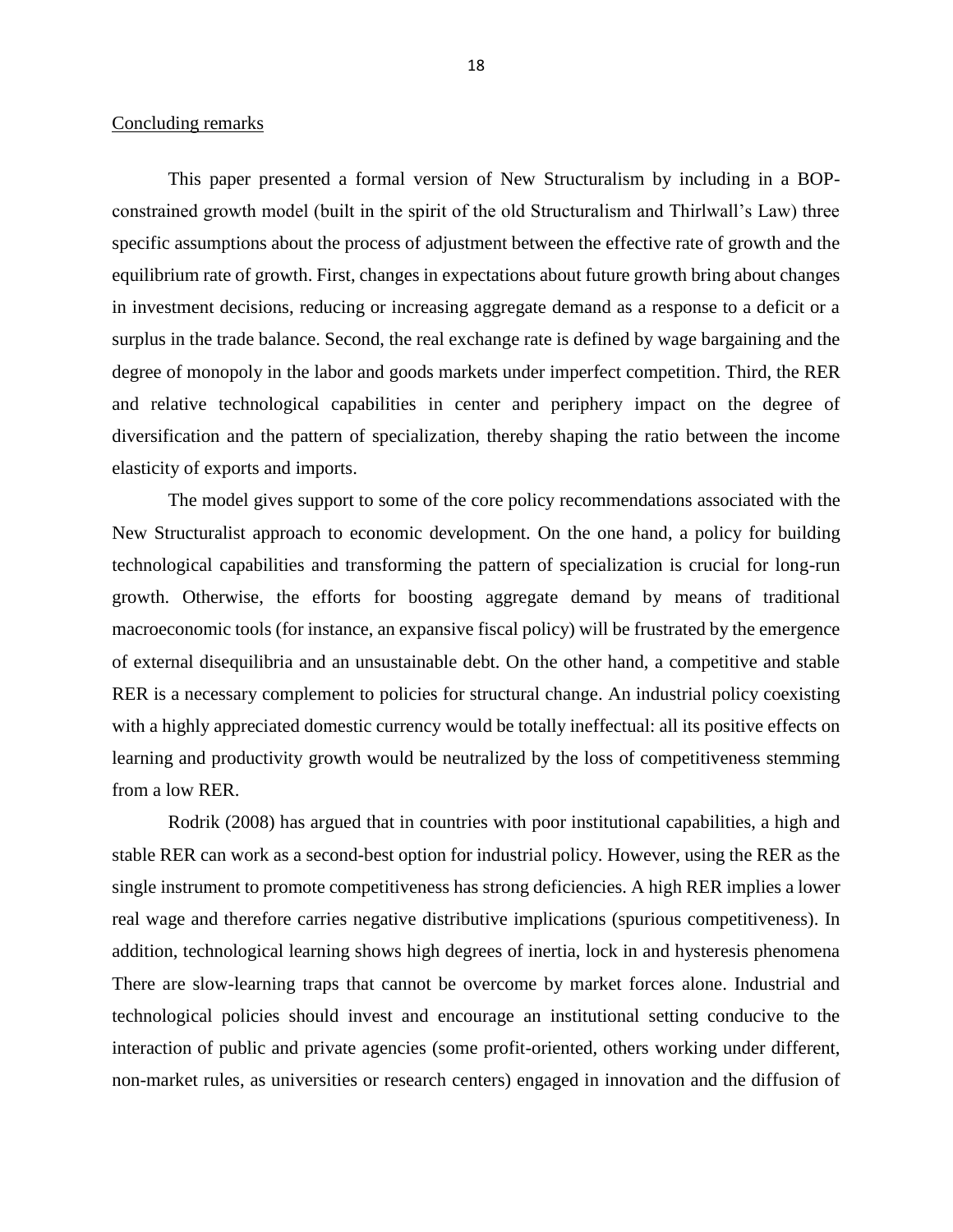Concluding remarks

This paper presented a formal version of New Structuralism by including in a BOP-constrained growth model (built in the spirit of the old Structuralism and Thirlwall's Law) three specific assumptions about the process of adjustment between the effective rate of growth and the equilibrium rate of growth. First, changes in expectations about future growth bring about changes in investment decisions, reducing or increasing aggregate demand as a response to a deficit or a surplus in the trade balance. Second, the real exchange rate is defined by wage bargaining and the degree of monopoly in the labor and goods markets under imperfect competition. Third, the RER and relative technological capabilities in center and periphery impact on the degree of diversification and the pattern of specialization, thereby shaping the ratio between the income elasticity of exports and imports.

The model gives support to some of the core policy recommendations associated with the New Structuralist approach to economic development. On the one hand, a policy for building technological capabilities and transforming the pattern of specialization is crucial for long-run growth. Otherwise, the efforts for boosting aggregate demand by means of traditional macroeconomic tools (for instance, an expansive fiscal policy) will be frustrated by the emergence of external disequilibria and an unsustainable debt. On the other hand, a competitive and stable RER is a necessary complement to policies for structural change. An industrial policy coexisting with a highly appreciated domestic currency would be totally ineffectual: all its positive effects on learning and productivity growth would be neutralized by the loss of competitiveness stemming from a low RER.

Rodrik (2008) has argued that in countries with poor institutional capabilities, a high and stable RER can work as a second-best option for industrial policy. However, using the RER as the single instrument to promote competitiveness has strong deficiencies. A high RER implies a lower real wage and therefore carries negative distributive implications (spurious competitiveness). In addition, technological learning shows high degrees of inertia, lock in and hysteresis phenomena There are slow-learning traps that cannot be overcome by market forces alone. Industrial and technological policies should invest and encourage an institutional setting conducive to the interaction of public and private agencies (some profit-oriented, others working under different, non-market rules, as universities or research centers) engaged in innovation and the diffusion of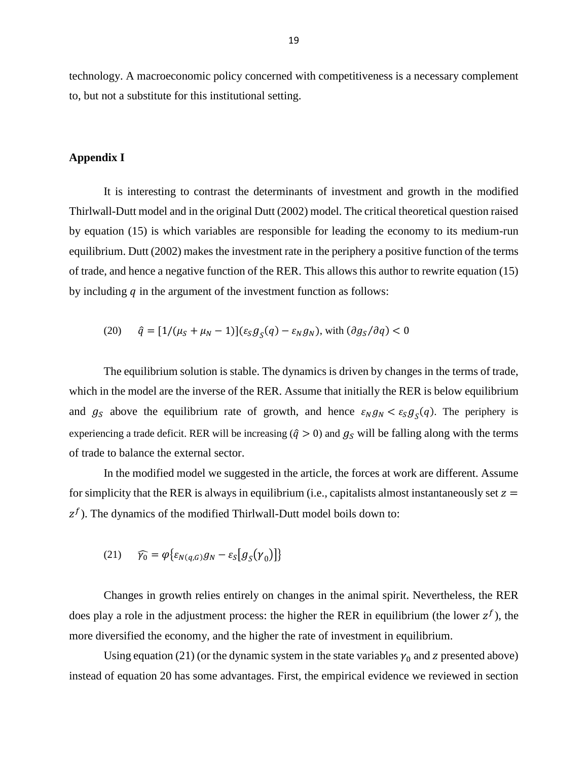technology. A macroeconomic policy concerned with competitiveness is a necessary complement to, but not a substitute for this institutional setting.

## Appendix I

It is interesting to contrast the determinants of investment and growth in the modified Thirlwall-Dutt model and in the original Dutt (2002) model. The critical theoretical question raised by equation (15) is which variables are responsible for leading the economy to its medium-run equilibrium. Dutt (2002) makes the investment rate in the periphery a positive function of the terms of trade, and hence a negative function of the RER. This allows this author to rewrite equation (15) by including $q$ in the argument of the investment function as follows:

$$(20) \qquad \hat{q} = [1/(\mu_S + \mu_N - 1)](\varepsilon_S g_S(q) - \varepsilon_N g_N), \text{ with } (\partial g_S/\partial q) < 0$$

The equilibrium solution is stable. The dynamics is driven by changes in the terms of trade, which in the model are the inverse of the RER. Assume that initially the RER is below equilibrium and $g_S$ above the equilibrium rate of growth, and hence $\varepsilon_N g_N < \varepsilon_S g_S(q)$. The periphery is experiencing a trade deficit. RER will be increasing ($\hat{q} > 0$) and $g_S$ will be falling along with the terms of trade to balance the external sector.

In the modified model we suggested in the article, the forces at work are different. Assume for simplicity that the RER is always in equilibrium (i.e., capitalists almost instantaneously set $z = z^f$). The dynamics of the modified Thirlwall-Dutt model boils down to:

$$(21) \qquad \widehat{\gamma_0} = \varphi\{\varepsilon_{N(q,G)} g_N - \varepsilon_S[g_S(\gamma_0)]\}$$

Changes in growth relies entirely on changes in the animal spirit. Nevertheless, the RER does play a role in the adjustment process: the higher the RER in equilibrium (the lower $z^f$), the more diversified the economy, and the higher the rate of investment in equilibrium.

Using equation (21) (or the dynamic system in the state variables $\gamma_0$ and $z$ presented above) instead of equation 20 has some advantages. First, the empirical evidence we reviewed in section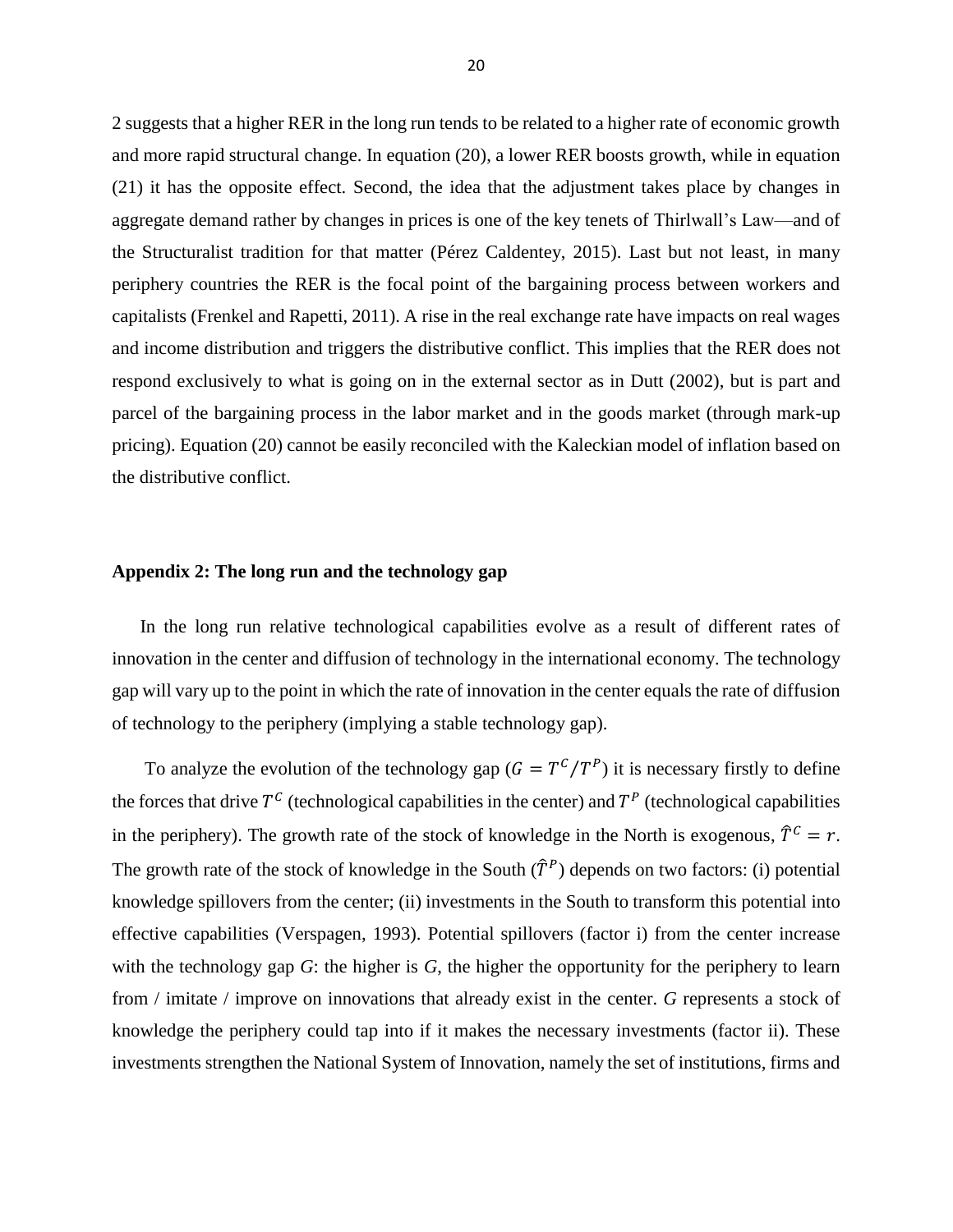2 suggests that a higher RER in the long run tends to be related to a higher rate of economic growth and more rapid structural change. In equation (20), a lower RER boosts growth, while in equation (21) it has the opposite effect. Second, the idea that the adjustment takes place by changes in aggregate demand rather by changes in prices is one of the key tenets of Thirlwall's Law—and of the Structuralist tradition for that matter (Pérez Caldentey, 2015). Last but not least, in many periphery countries the RER is the focal point of the bargaining process between workers and capitalists (Frenkel and Rapetti, 2011). A rise in the real exchange rate have impacts on real wages and income distribution and triggers the distributive conflict. This implies that the RER does not respond exclusively to what is going on in the external sector as in Dutt (2002), but is part and parcel of the bargaining process in the labor market and in the goods market (through mark-up pricing). Equation (20) cannot be easily reconciled with the Kaleckian model of inflation based on the distributive conflict.

## Appendix 2: The long run and the technology gap

In the long run relative technological capabilities evolve as a result of different rates of innovation in the center and diffusion of technology in the international economy. The technology gap will vary up to the point in which the rate of innovation in the center equals the rate of diffusion of technology to the periphery (implying a stable technology gap).

To analyze the evolution of the technology gap ($G = T^C/T^P$) it is necessary firstly to define the forces that drive $T^C$ (technological capabilities in the center) and $T^P$ (technological capabilities in the periphery). The growth rate of the stock of knowledge in the North is exogenous, $\hat{T}^C = r$. The growth rate of the stock of knowledge in the South ($\hat{T}^P$) depends on two factors: (i) potential knowledge spillovers from the center; (ii) investments in the South to transform this potential into effective capabilities (Verspagen, 1993). Potential spillovers (factor i) from the center increase with the technology gap *G*: the higher is *G*, the higher the opportunity for the periphery to learn from / imitate / improve on innovations that already exist in the center. *G* represents a stock of knowledge the periphery could tap into if it makes the necessary investments (factor ii). These investments strengthen the National System of Innovation, namely the set of institutions, firms and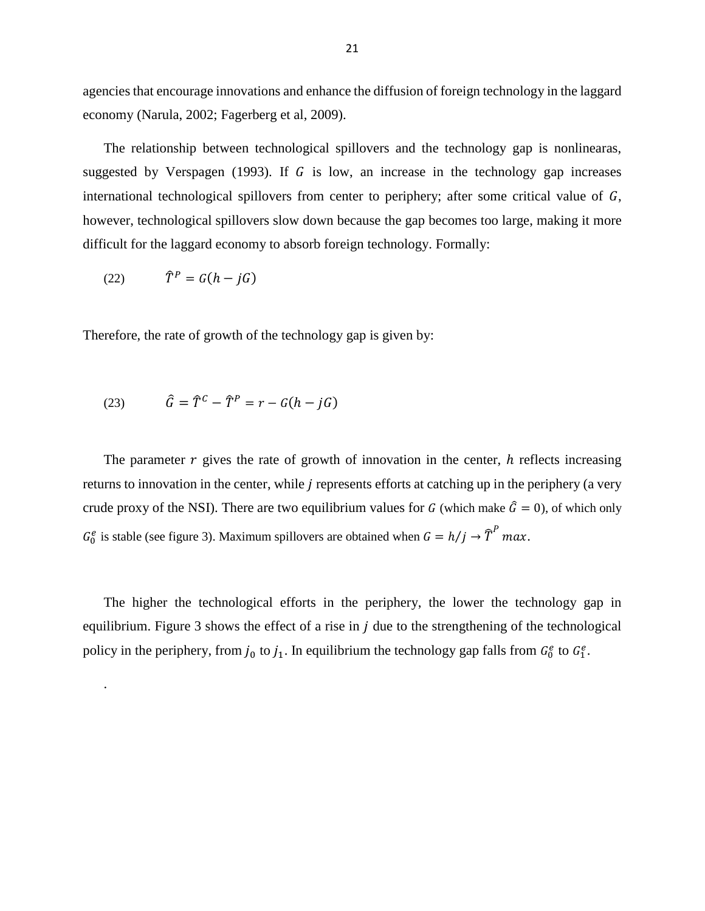agencies that encourage innovations and enhance the diffusion of foreign technology in the laggard economy (Narula, 2002; Fagerberg et al, 2009).

The relationship between technological spillovers and the technology gap is nonlinearas, suggested by Verspagen (1993). If $G$ is low, an increase in the technology gap increases international technological spillovers from center to periphery; after some critical value of $G$, however, technological spillovers slow down because the gap becomes too large, making it more difficult for the laggard economy to absorb foreign technology. Formally:

$$(22) \qquad \hat{T}^P = G(h - jG)$$

Therefore, the rate of growth of the technology gap is given by:

$$(23) \qquad \hat{G} = \hat{T}^C - \hat{T}^P = r - G(h - jG)$$

The parameter $r$ gives the rate of growth of innovation in the center, $h$ reflects increasing returns to innovation in the center, while $j$ represents efforts at catching up in the periphery (a very crude proxy of the NSI). There are two equilibrium values for $G$ (which make $\hat{G} = 0$), of which only $G_0^e$ is stable (see figure 3). Maximum spillovers are obtained when $G = h/j \rightarrow \hat{T}^P \, max$.

The higher the technological efforts in the periphery, the lower the technology gap in equilibrium. Figure 3 shows the effect of a rise in $j$ due to the strengthening of the technological policy in the periphery, from $j_0$ to $j_1$. In equilibrium the technology gap falls from $G_0^e$ to $G_1^e$.

.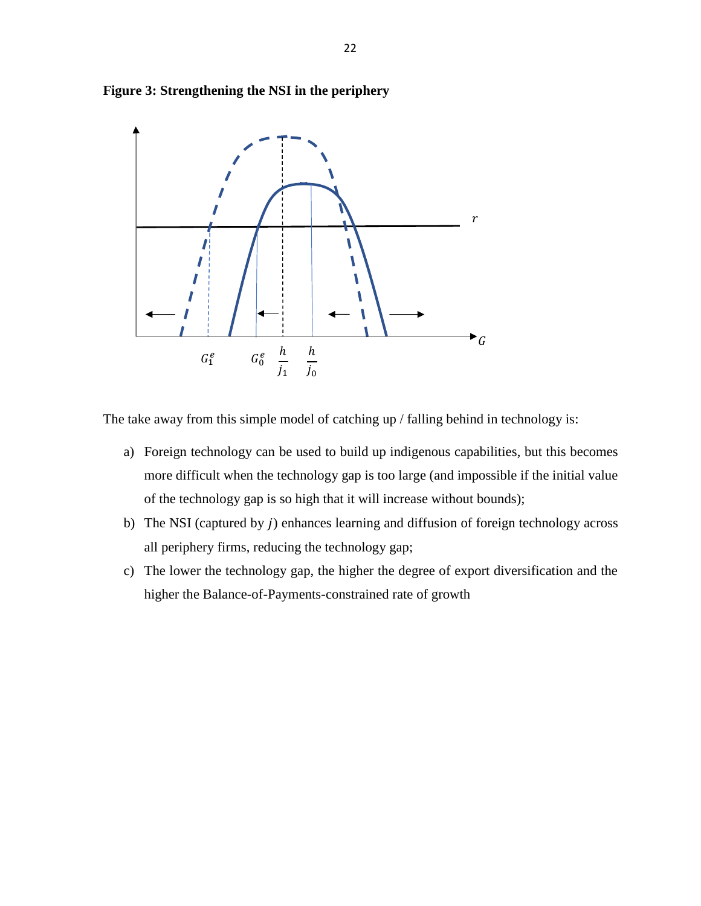**Figure 3: Strengthening the NSI in the periphery**

The take away from this simple model of catching up / falling behind in technology is:

a) Foreign technology can be used to build up indigenous capabilities, but this becomes more difficult when the technology gap is too large (and impossible if the initial value of the technology gap is so high that it will increase without bounds);

b) The NSI (captured by $j$) enhances learning and diffusion of foreign technology across all periphery firms, reducing the technology gap;

c) The lower the technology gap, the higher the degree of export diversification and the higher the Balance-of-Payments-constrained rate of growth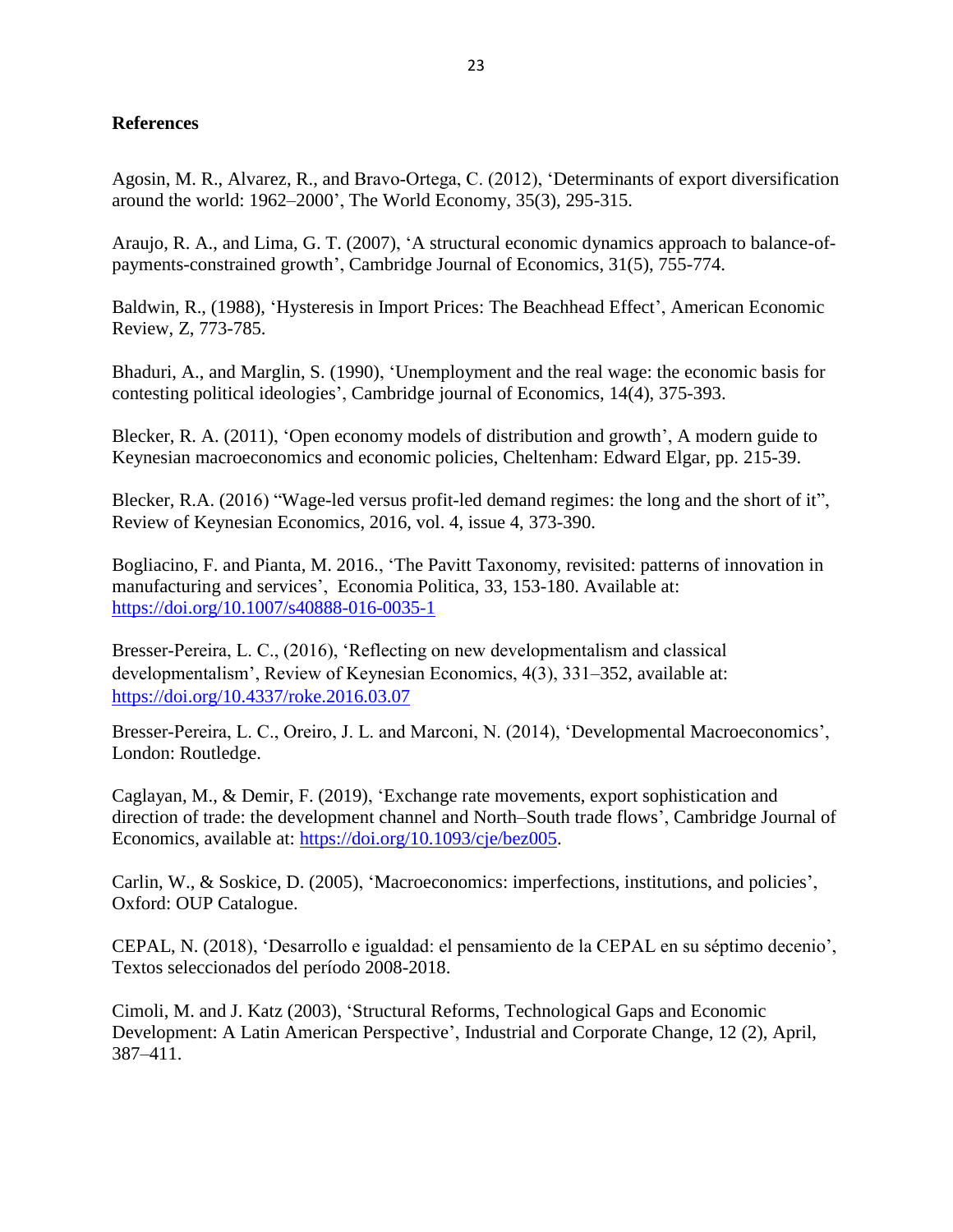## References

Agosin, M. R., Alvarez, R., and Bravo-Ortega, C. (2012), ‘Determinants of export diversification around the world: 1962–2000’, The World Economy, 35(3), 295-315.

Araujo, R. A., and Lima, G. T. (2007), ‘A structural economic dynamics approach to balance-of-payments-constrained growth’, Cambridge Journal of Economics, 31(5), 755-774.

Baldwin, R., (1988), ‘Hysteresis in Import Prices: The Beachhead Effect’, American Economic Review, Z, 773-785.

Bhaduri, A., and Marglin, S. (1990), ‘Unemployment and the real wage: the economic basis for contesting political ideologies’, Cambridge journal of Economics, 14(4), 375-393.

Blecker, R. A. (2011), ‘Open economy models of distribution and growth’, A modern guide to Keynesian macroeconomics and economic policies, Cheltenham: Edward Elgar, pp. 215-39.

Blecker, R.A. (2016) “Wage-led versus profit-led demand regimes: the long and the short of it”, Review of Keynesian Economics, 2016, vol. 4, issue 4, 373-390.

Bogliacino, F. and Pianta, M. 2016., ‘The Pavitt Taxonomy, revisited: patterns of innovation in manufacturing and services’, Economia Politica, 33, 153-180. Available at: https://doi.org/10.1007/s40888-016-0035-1

Bresser-Pereira, L. C., (2016), ‘Reflecting on new developmentalism and classical developmentalism’, Review of Keynesian Economics, 4(3), 331–352, available at: https://doi.org/10.4337/roke.2016.03.07

Bresser-Pereira, L. C., Oreiro, J. L. and Marconi, N. (2014), ‘Developmental Macroeconomics’, London: Routledge.

Caglayan, M., & Demir, F. (2019), ‘Exchange rate movements, export sophistication and direction of trade: the development channel and North–South trade flows’, Cambridge Journal of Economics, available at: https://doi.org/10.1093/cje/bez005.

Carlin, W., & Soskice, D. (2005), ‘Macroeconomics: imperfections, institutions, and policies’, Oxford: OUP Catalogue.

CEPAL, N. (2018), ‘Desarrollo e igualdad: el pensamiento de la CEPAL en su séptimo decenio’, Textos seleccionados del período 2008-2018.

Cimoli, M. and J. Katz (2003), ‘Structural Reforms, Technological Gaps and Economic Development: A Latin American Perspective’, Industrial and Corporate Change, 12 (2), April, 387–411.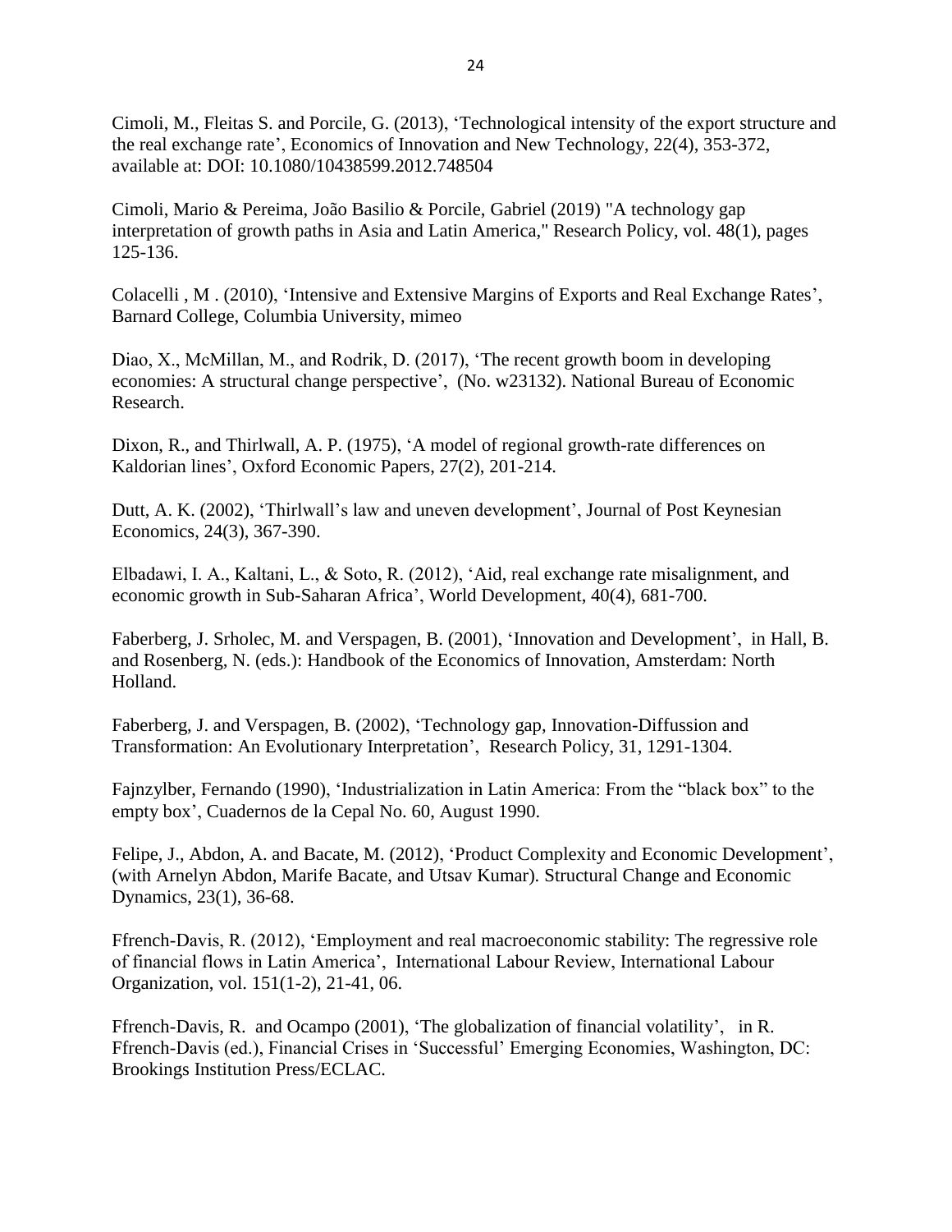Cimoli, M., Fleitas S. and Porcile, G. (2013), 'Technological intensity of the export structure and the real exchange rate', Economics of Innovation and New Technology, 22(4), 353-372, available at: DOI: 10.1080/10438599.2012.748504

Cimoli, Mario & Pereima, João Basilio & Porcile, Gabriel (2019) "A technology gap interpretation of growth paths in Asia and Latin America," Research Policy, vol. 48(1), pages 125-136.

Colacelli , M . (2010), 'Intensive and Extensive Margins of Exports and Real Exchange Rates', Barnard College, Columbia University, mimeo

Diao, X., McMillan, M., and Rodrik, D. (2017), 'The recent growth boom in developing economies: A structural change perspective', (No. w23132). National Bureau of Economic Research.

Dixon, R., and Thirlwall, A. P. (1975), 'A model of regional growth-rate differences on Kaldorian lines', Oxford Economic Papers, 27(2), 201-214.

Dutt, A. K. (2002), 'Thirlwall's law and uneven development', Journal of Post Keynesian Economics, 24(3), 367-390.

Elbadawi, I. A., Kaltani, L., & Soto, R. (2012), 'Aid, real exchange rate misalignment, and economic growth in Sub-Saharan Africa', World Development, 40(4), 681-700.

Faberberg, J. Srholec, M. and Verspagen, B. (2001), 'Innovation and Development', in Hall, B. and Rosenberg, N. (eds.): Handbook of the Economics of Innovation, Amsterdam: North Holland.

Faberberg, J. and Verspagen, B. (2002), 'Technology gap, Innovation-Diffussion and Transformation: An Evolutionary Interpretation', Research Policy, 31, 1291-1304.

Fajnzylber, Fernando (1990), 'Industrialization in Latin America: From the "black box" to the empty box', Cuadernos de la Cepal No. 60, August 1990.

Felipe, J., Abdon, A. and Bacate, M. (2012), 'Product Complexity and Economic Development', (with Arnelyn Abdon, Marife Bacate, and Utsav Kumar). Structural Change and Economic Dynamics, 23(1), 36-68.

Ffrench-Davis, R. (2012), 'Employment and real macroeconomic stability: The regressive role of financial flows in Latin America', International Labour Review, International Labour Organization, vol. 151(1-2), 21-41, 06.

Ffrench-Davis, R. and Ocampo (2001), 'The globalization of financial volatility', in R. Ffrench-Davis (ed.), Financial Crises in 'Successful' Emerging Economies, Washington, DC: Brookings Institution Press/ECLAC.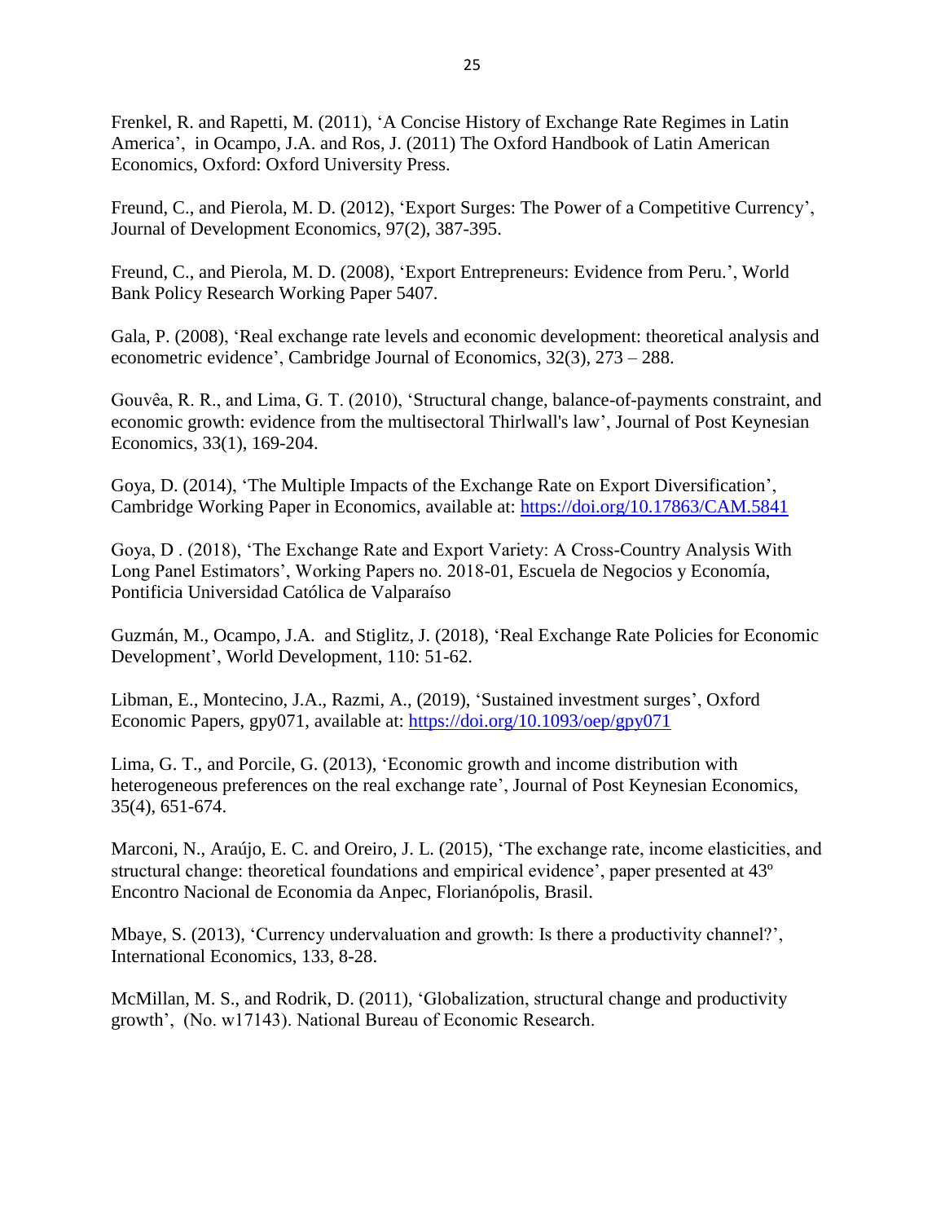Frenkel, R. and Rapetti, M. (2011), 'A Concise History of Exchange Rate Regimes in Latin America', in Ocampo, J.A. and Ros, J. (2011) The Oxford Handbook of Latin American Economics, Oxford: Oxford University Press.

Freund, C., and Pierola, M. D. (2012), 'Export Surges: The Power of a Competitive Currency', Journal of Development Economics, 97(2), 387-395.

Freund, C., and Pierola, M. D. (2008), 'Export Entrepreneurs: Evidence from Peru.', World Bank Policy Research Working Paper 5407.

Gala, P. (2008), 'Real exchange rate levels and economic development: theoretical analysis and econometric evidence', Cambridge Journal of Economics, 32(3), 273 – 288.

Gouvêa, R. R., and Lima, G. T. (2010), 'Structural change, balance-of-payments constraint, and economic growth: evidence from the multisectoral Thirlwall's law', Journal of Post Keynesian Economics, 33(1), 169-204.

Goya, D. (2014), 'The Multiple Impacts of the Exchange Rate on Export Diversification', Cambridge Working Paper in Economics, available at: https://doi.org/10.17863/CAM.5841

Goya, D . (2018), 'The Exchange Rate and Export Variety: A Cross-Country Analysis With Long Panel Estimators', Working Papers no. 2018-01, Escuela de Negocios y Economía, Pontificia Universidad Católica de Valparaíso

Guzmán, M., Ocampo, J.A. and Stiglitz, J. (2018), 'Real Exchange Rate Policies for Economic Development', World Development, 110: 51-62.

Libman, E., Montecino, J.A., Razmi, A., (2019), 'Sustained investment surges', Oxford Economic Papers, gpy071, available at: https://doi.org/10.1093/oep/gpy071

Lima, G. T., and Porcile, G. (2013), 'Economic growth and income distribution with heterogeneous preferences on the real exchange rate', Journal of Post Keynesian Economics, 35(4), 651-674.

Marconi, N., Araújo, E. C. and Oreiro, J. L. (2015), 'The exchange rate, income elasticities, and structural change: theoretical foundations and empirical evidence', paper presented at 43º Encontro Nacional de Economia da Anpec, Florianópolis, Brasil.

Mbaye, S. (2013), 'Currency undervaluation and growth: Is there a productivity channel?', International Economics, 133, 8-28.

McMillan, M. S., and Rodrik, D. (2011), 'Globalization, structural change and productivity growth', (No. w17143). National Bureau of Economic Research.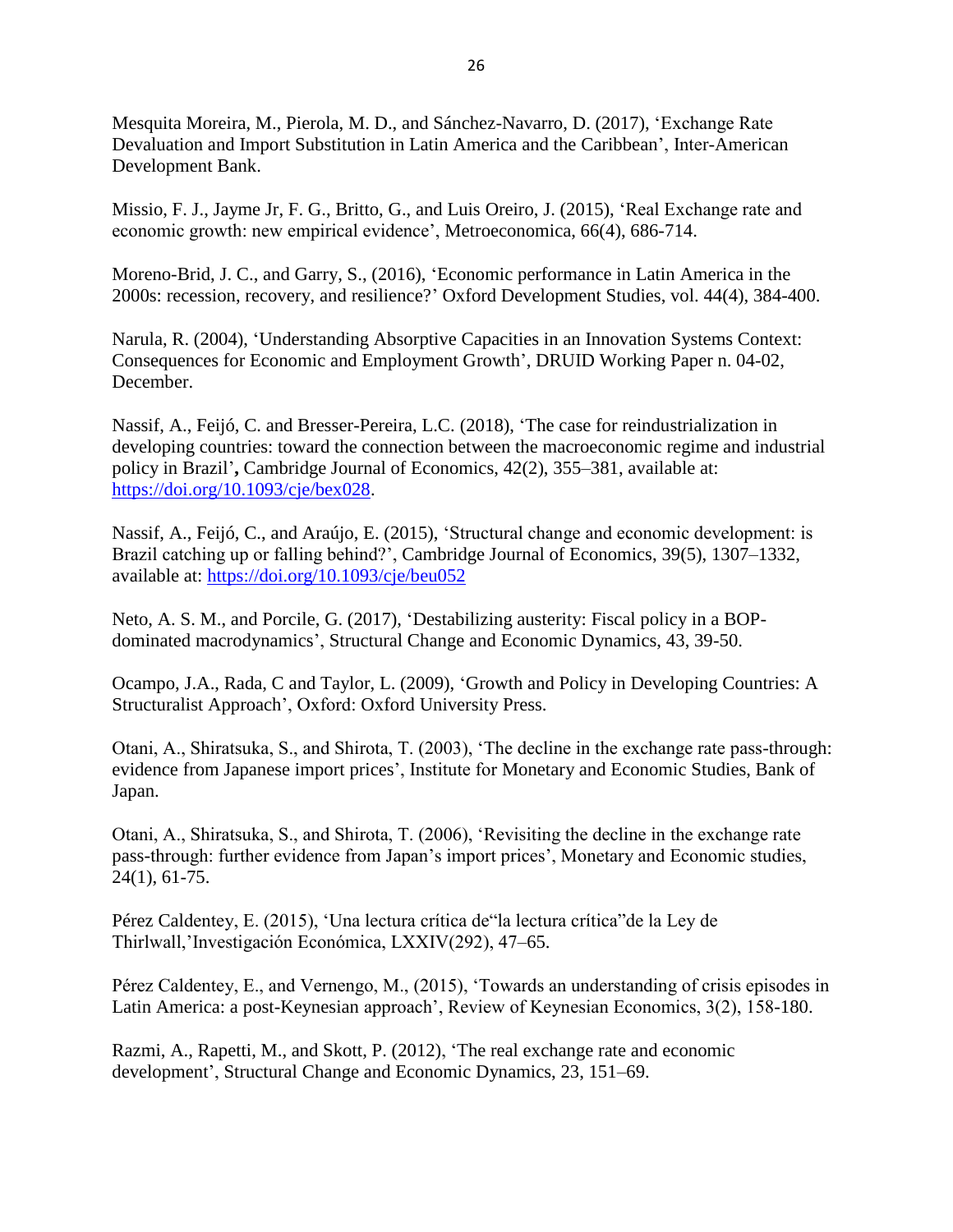Mesquita Moreira, M., Pierola, M. D., and Sánchez-Navarro, D. (2017), 'Exchange Rate Devaluation and Import Substitution in Latin America and the Caribbean', Inter-American Development Bank.

Missio, F. J., Jayme Jr, F. G., Britto, G., and Luis Oreiro, J. (2015), 'Real Exchange rate and economic growth: new empirical evidence', Metroeconomica, 66(4), 686-714.

Moreno-Brid, J. C., and Garry, S., (2016), 'Economic performance in Latin America in the 2000s: recession, recovery, and resilience?' Oxford Development Studies, vol. 44(4), 384-400.

Narula, R. (2004), 'Understanding Absorptive Capacities in an Innovation Systems Context: Consequences for Economic and Employment Growth', DRUID Working Paper n. 04-02, December.

Nassif, A., Feijó, C. and Bresser-Pereira, L.C. (2018), 'The case for reindustrialization in developing countries: toward the connection between the macroeconomic regime and industrial policy in Brazil'**,** Cambridge Journal of Economics, 42(2), 355–381, available at: https://doi.org/10.1093/cje/bex028.

Nassif, A., Feijó, C., and Araújo, E. (2015), 'Structural change and economic development: is Brazil catching up or falling behind?', Cambridge Journal of Economics, 39(5), 1307–1332, available at: https://doi.org/10.1093/cje/beu052

Neto, A. S. M., and Porcile, G. (2017), 'Destabilizing austerity: Fiscal policy in a BOP-dominated macrodynamics', Structural Change and Economic Dynamics, 43, 39-50.

Ocampo, J.A., Rada, C and Taylor, L. (2009), 'Growth and Policy in Developing Countries: A Structuralist Approach', Oxford: Oxford University Press.

Otani, A., Shiratsuka, S., and Shirota, T. (2003), 'The decline in the exchange rate pass-through: evidence from Japanese import prices', Institute for Monetary and Economic Studies, Bank of Japan.

Otani, A., Shiratsuka, S., and Shirota, T. (2006), 'Revisiting the decline in the exchange rate pass-through: further evidence from Japan's import prices', Monetary and Economic studies, 24(1), 61-75.

Pérez Caldentey, E. (2015), 'Una lectura crítica de"la lectura crítica"de la Ley de Thirlwall,'Investigación Económica, LXXIV(292), 47–65.

Pérez Caldentey, E., and Vernengo, M., (2015), 'Towards an understanding of crisis episodes in Latin America: a post-Keynesian approach', Review of Keynesian Economics, 3(2), 158-180.

Razmi, A., Rapetti, M., and Skott, P. (2012), 'The real exchange rate and economic development', Structural Change and Economic Dynamics, 23, 151–69.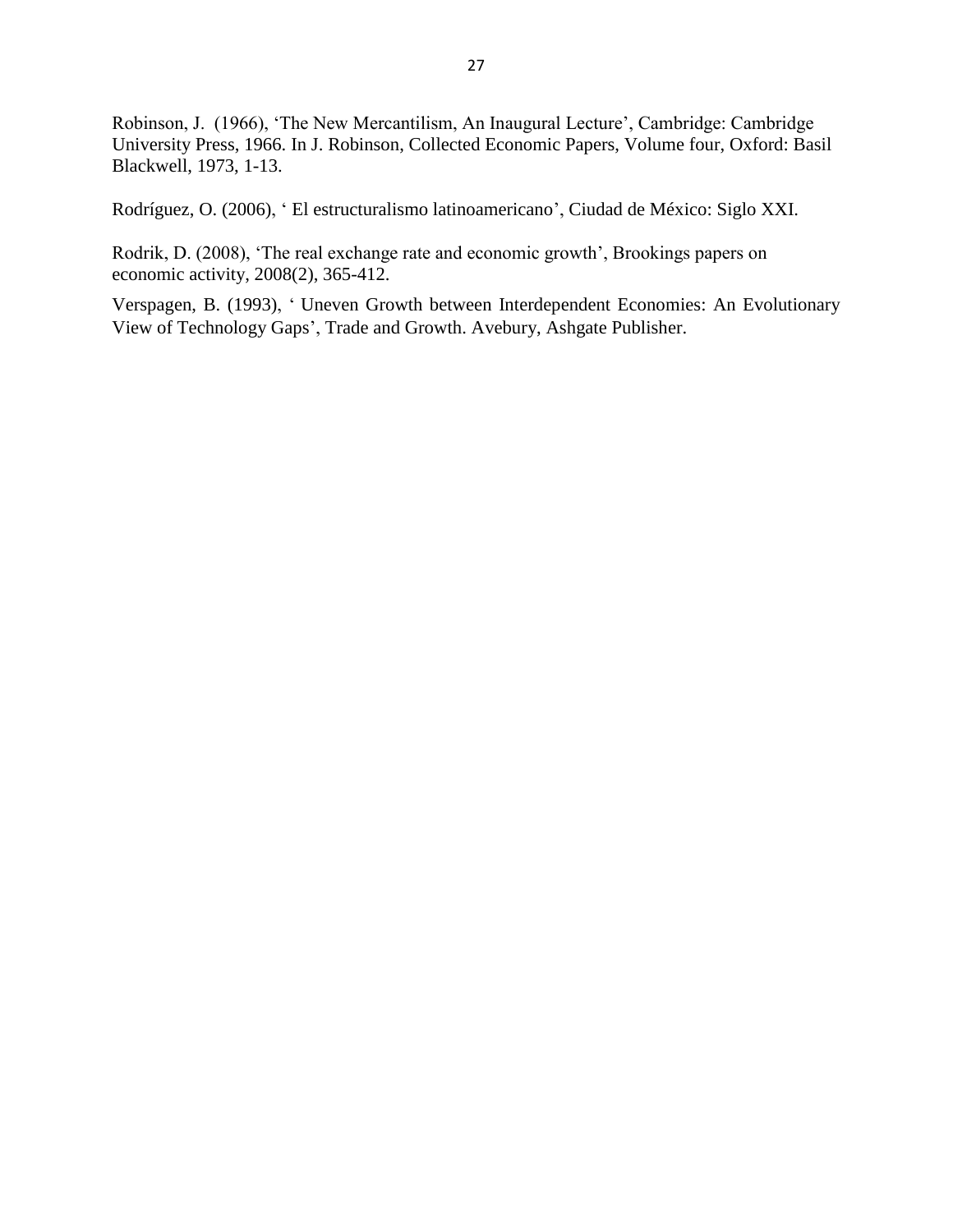Robinson, J. (1966), 'The New Mercantilism, An Inaugural Lecture', Cambridge: Cambridge University Press, 1966. In J. Robinson, Collected Economic Papers, Volume four, Oxford: Basil Blackwell, 1973, 1-13.

Rodríguez, O. (2006), ' El estructuralismo latinoamericano', Ciudad de México: Siglo XXI.

Rodrik, D. (2008), 'The real exchange rate and economic growth', Brookings papers on economic activity, 2008(2), 365-412.

Verspagen, B. (1993), ' Uneven Growth between Interdependent Economies: An Evolutionary View of Technology Gaps', Trade and Growth. Avebury, Ashgate Publisher.